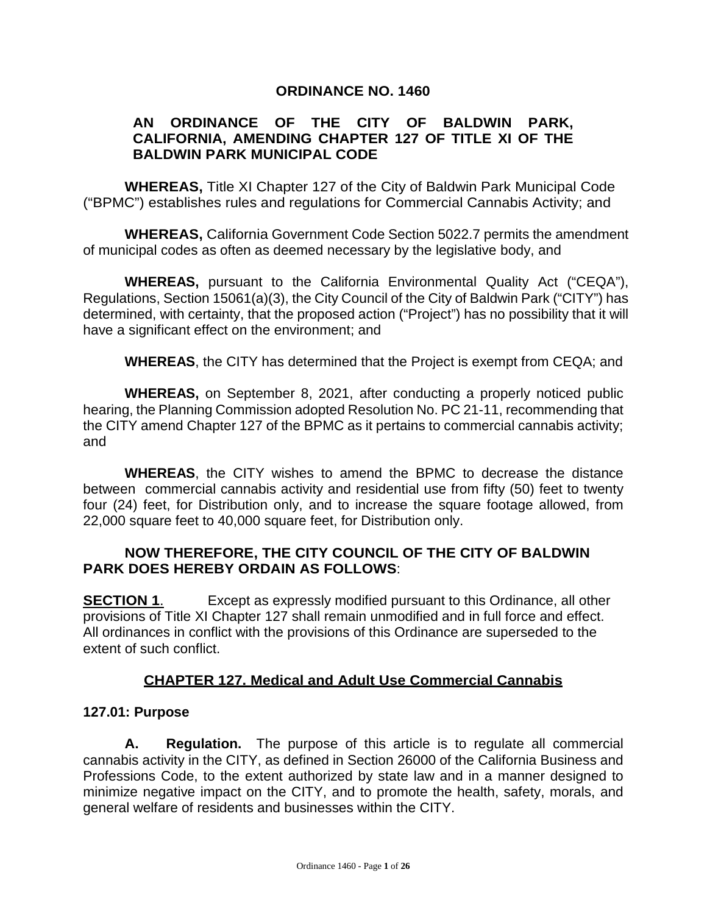# ORDINANCE NO. 1460

## AN ORDINANCE OF THE CITY OF BALDWIN PARK, CALIFORNIA, AMENDING CHAPTER 127 OF TITLE XI OF THE BALDWIN PARK MUNICIPAL CODE

**WHEREAS,** Title XI Chapter 127 of the City of Baldwin Park Municipal Code ("BPMC") establishes rules and regulations for Commercial Cannabis Activity; and

**WHEREAS,** California Government Code Section 5022.7 permits the amendment of municipal codes as often as deemed necessary by the legislative body, and

**WHEREAS,** pursuant to the California Environmental Quality Act ("CEQA"), Regulations, Section 15061(a)(3), the City Council of the City of Baldwin Park ("CITY") has determined, with certainty, that the proposed action ("Project") has no possibility that it will have a significant effect on the environment; and

**WHEREAS**, the CITY has determined that the Project is exempt from CEQA; and

**WHEREAS,** on September 8, 2021, after conducting a properly noticed public hearing, the Planning Commission adopted Resolution No. PC 21-11, recommending that the CITY amend Chapter 127 of the BPMC as it pertains to commercial cannabis activity; and

**WHEREAS**, the CITY wishes to amend the BPMC to decrease the distance between commercial cannabis activity and residential use from fifty (50) feet to twenty four (24) feet, for Distribution only, and to increase the square footage allowed, from 22,000 square feet to 40,000 square feet, for Distribution only.

**NOW THEREFORE, THE CITY COUNCIL OF THE CITY OF BALDWIN PARK DOES HEREBY ORDAIN AS FOLLOWS**:

**SECTION 1**. Except as expressly modified pursuant to this Ordinance, all other provisions of Title XI Chapter 127 shall remain unmodified and in full force and effect. All ordinances in conflict with the provisions of this Ordinance are superseded to the extent of such conflict.

## CHAPTER 127. Medical and Adult Use Commercial Cannabis

### 127.01: Purpose

**A. Regulation.** The purpose of this article is to regulate all commercial cannabis activity in the CITY, as defined in Section 26000 of the California Business and Professions Code, to the extent authorized by state law and in a manner designed to minimize negative impact on the CITY, and to promote the health, safety, morals, and general welfare of residents and businesses within the CITY.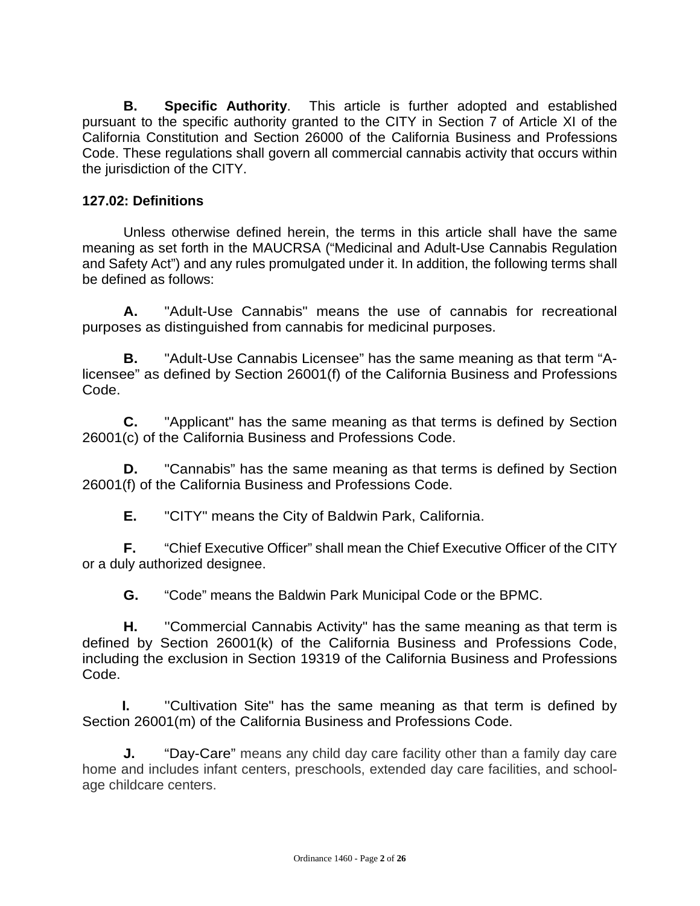**B.** **Specific Authority**. This article is further adopted and established pursuant to the specific authority granted to the CITY in Section 7 of Article XI of the California Constitution and Section 26000 of the California Business and Professions Code. These regulations shall govern all commercial cannabis activity that occurs within the jurisdiction of the CITY.

**127.02: Definitions**

Unless otherwise defined herein, the terms in this article shall have the same meaning as set forth in the MAUCRSA ("Medicinal and Adult-Use Cannabis Regulation and Safety Act") and any rules promulgated under it. In addition, the following terms shall be defined as follows:

**A.** "Adult-Use Cannabis" means the use of cannabis for recreational purposes as distinguished from cannabis for medicinal purposes.

**B.** "Adult-Use Cannabis Licensee" has the same meaning as that term "A-licensee" as defined by Section 26001(f) of the California Business and Professions Code.

**C.** "Applicant" has the same meaning as that terms is defined by Section 26001(c) of the California Business and Professions Code.

**D.** "Cannabis" has the same meaning as that terms is defined by Section 26001(f) of the California Business and Professions Code.

**E.** "CITY" means the City of Baldwin Park, California.

**F.** "Chief Executive Officer" shall mean the Chief Executive Officer of the CITY or a duly authorized designee.

**G.** "Code" means the Baldwin Park Municipal Code or the BPMC.

**H.** "Commercial Cannabis Activity" has the same meaning as that term is defined by Section 26001(k) of the California Business and Professions Code, including the exclusion in Section 19319 of the California Business and Professions Code.

**I.** "Cultivation Site" has the same meaning as that term is defined by Section 26001(m) of the California Business and Professions Code.

**J.** "Day-Care" means any child day care facility other than a family day care home and includes infant centers, preschools, extended day care facilities, and school-age childcare centers.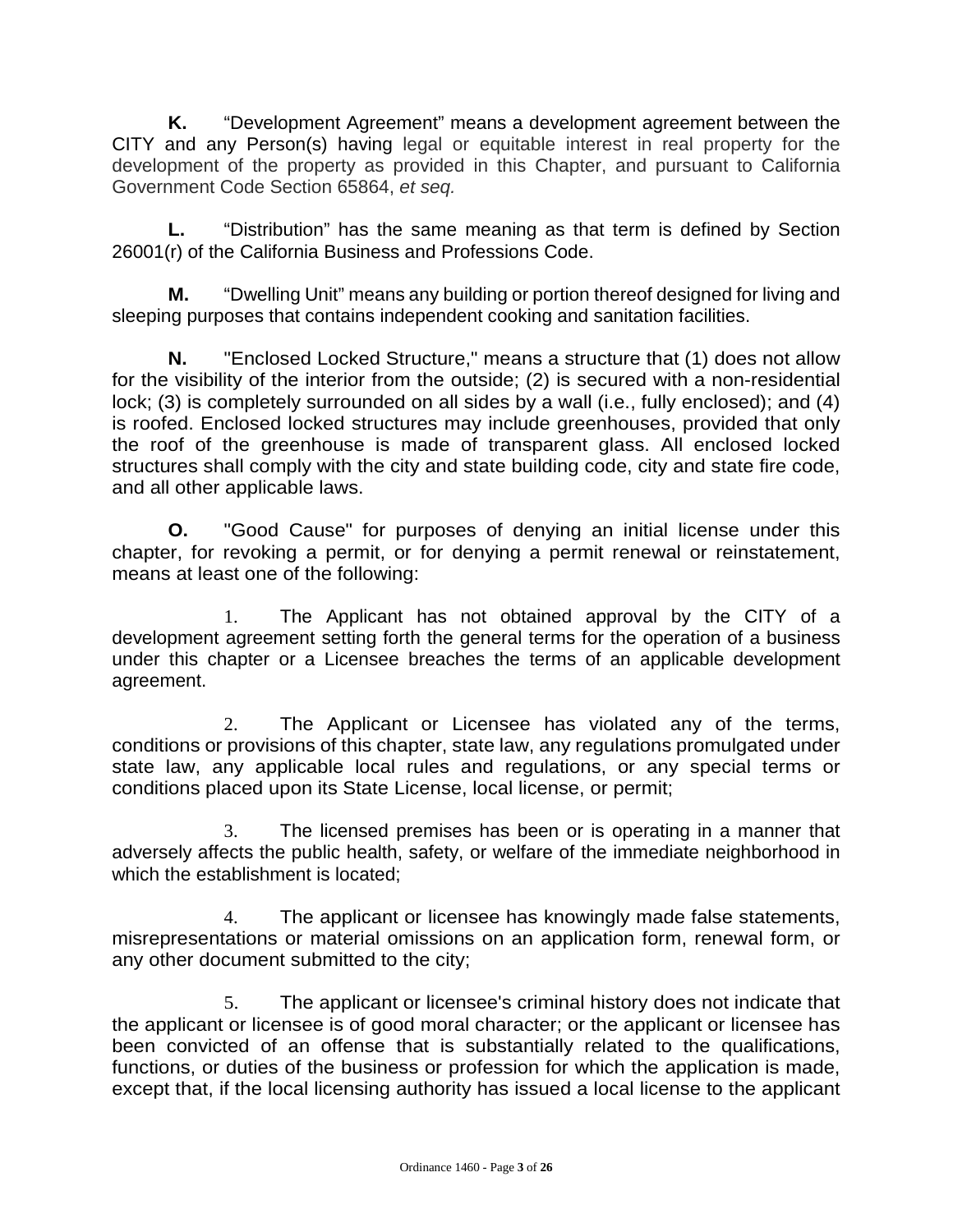**K.** “Development Agreement” means a development agreement between the CITY and any Person(s) having legal or equitable interest in real property for the development of the property as provided in this Chapter, and pursuant to California Government Code Section 65864, *et seq.*

**L.** “Distribution” has the same meaning as that term is defined by Section 26001(r) of the California Business and Professions Code.

**M.** “Dwelling Unit” means any building or portion thereof designed for living and sleeping purposes that contains independent cooking and sanitation facilities.

**N.** "Enclosed Locked Structure," means a structure that (1) does not allow for the visibility of the interior from the outside; (2) is secured with a non-residential lock; (3) is completely surrounded on all sides by a wall (i.e., fully enclosed); and (4) is roofed. Enclosed locked structures may include greenhouses, provided that only the roof of the greenhouse is made of transparent glass. All enclosed locked structures shall comply with the city and state building code, city and state fire code, and all other applicable laws.

**O.** "Good Cause" for purposes of denying an initial license under this chapter, for revoking a permit, or for denying a permit renewal or reinstatement, means at least one of the following:

1. The Applicant has not obtained approval by the CITY of a development agreement setting forth the general terms for the operation of a business under this chapter or a Licensee breaches the terms of an applicable development agreement.

2. The Applicant or Licensee has violated any of the terms, conditions or provisions of this chapter, state law, any regulations promulgated under state law, any applicable local rules and regulations, or any special terms or conditions placed upon its State License, local license, or permit;

3. The licensed premises has been or is operating in a manner that adversely affects the public health, safety, or welfare of the immediate neighborhood in which the establishment is located;

4. The applicant or licensee has knowingly made false statements, misrepresentations or material omissions on an application form, renewal form, or any other document submitted to the city;

5. The applicant or licensee's criminal history does not indicate that the applicant or licensee is of good moral character; or the applicant or licensee has been convicted of an offense that is substantially related to the qualifications, functions, or duties of the business or profession for which the application is made, except that, if the local licensing authority has issued a local license to the applicant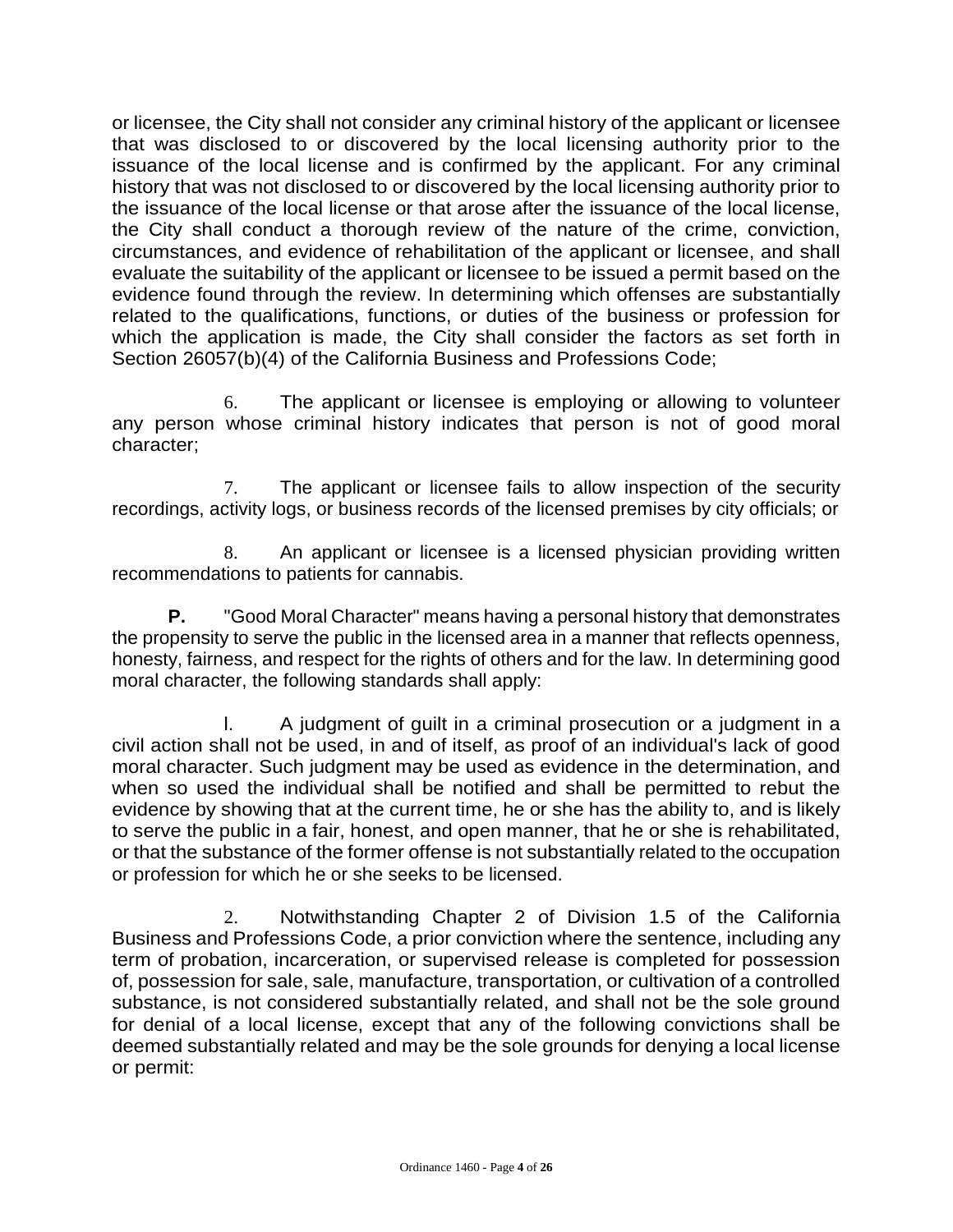or licensee, the City shall not consider any criminal history of the applicant or licensee that was disclosed to or discovered by the local licensing authority prior to the issuance of the local license and is confirmed by the applicant. For any criminal history that was not disclosed to or discovered by the local licensing authority prior to the issuance of the local license or that arose after the issuance of the local license, the City shall conduct a thorough review of the nature of the crime, conviction, circumstances, and evidence of rehabilitation of the applicant or licensee, and shall evaluate the suitability of the applicant or licensee to be issued a permit based on the evidence found through the review. In determining which offenses are substantially related to the qualifications, functions, or duties of the business or profession for which the application is made, the City shall consider the factors as set forth in Section 26057(b)(4) of the California Business and Professions Code;

6. The applicant or licensee is employing or allowing to volunteer any person whose criminal history indicates that person is not of good moral character;

7. The applicant or licensee fails to allow inspection of the security recordings, activity logs, or business records of the licensed premises by city officials; or

8. An applicant or licensee is a licensed physician providing written recommendations to patients for cannabis.

**P.** "Good Moral Character" means having a personal history that demonstrates the propensity to serve the public in the licensed area in a manner that reflects openness, honesty, fairness, and respect for the rights of others and for the law. In determining good moral character, the following standards shall apply:

l. A judgment of guilt in a criminal prosecution or a judgment in a civil action shall not be used, in and of itself, as proof of an individual's lack of good moral character. Such judgment may be used as evidence in the determination, and when so used the individual shall be notified and shall be permitted to rebut the evidence by showing that at the current time, he or she has the ability to, and is likely to serve the public in a fair, honest, and open manner, that he or she is rehabilitated, or that the substance of the former offense is not substantially related to the occupation or profession for which he or she seeks to be licensed.

2. Notwithstanding Chapter 2 of Division 1.5 of the California Business and Professions Code, a prior conviction where the sentence, including any term of probation, incarceration, or supervised release is completed for possession of, possession for sale, sale, manufacture, transportation, or cultivation of a controlled substance, is not considered substantially related, and shall not be the sole ground for denial of a local license, except that any of the following convictions shall be deemed substantially related and may be the sole grounds for denying a local license or permit: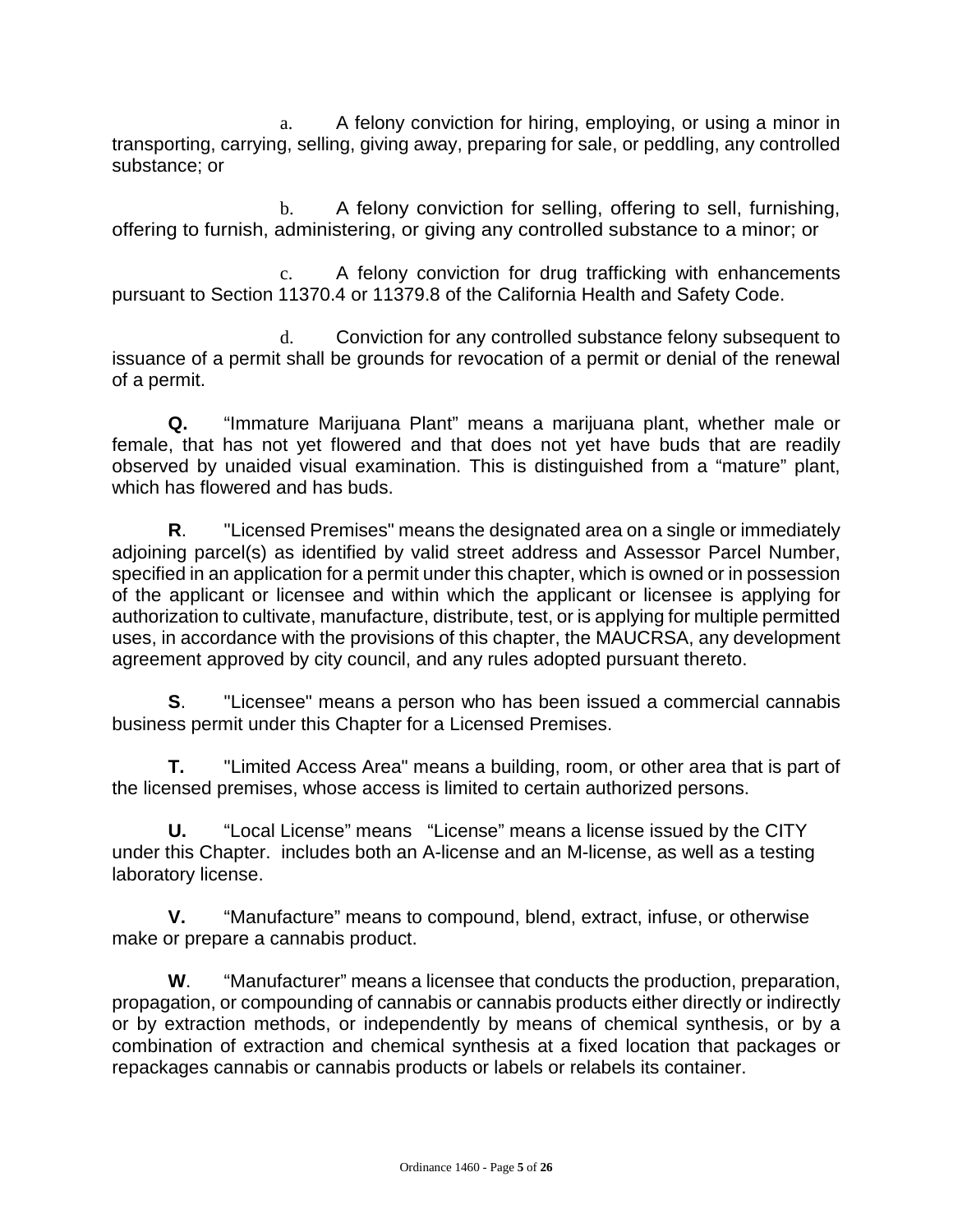a. A felony conviction for hiring, employing, or using a minor in transporting, carrying, selling, giving away, preparing for sale, or peddling, any controlled substance; or

b. A felony conviction for selling, offering to sell, furnishing, offering to furnish, administering, or giving any controlled substance to a minor; or

c. A felony conviction for drug trafficking with enhancements pursuant to Section 11370.4 or 11379.8 of the California Health and Safety Code.

d. Conviction for any controlled substance felony subsequent to issuance of a permit shall be grounds for revocation of a permit or denial of the renewal of a permit.

**Q.** "Immature Marijuana Plant" means a marijuana plant, whether male or female, that has not yet flowered and that does not yet have buds that are readily observed by unaided visual examination. This is distinguished from a "mature" plant, which has flowered and has buds.

**R**. "Licensed Premises" means the designated area on a single or immediately adjoining parcel(s) as identified by valid street address and Assessor Parcel Number, specified in an application for a permit under this chapter, which is owned or in possession of the applicant or licensee and within which the applicant or licensee is applying for authorization to cultivate, manufacture, distribute, test, or is applying for multiple permitted uses, in accordance with the provisions of this chapter, the MAUCRSA, any development agreement approved by city council, and any rules adopted pursuant thereto.

**S**. "Licensee" means a person who has been issued a commercial cannabis business permit under this Chapter for a Licensed Premises.

**T.** "Limited Access Area" means a building, room, or other area that is part of the licensed premises, whose access is limited to certain authorized persons.

**U.** "Local License" means "License" means a license issued by the CITY under this Chapter. includes both an A-license and an M-license, as well as a testing laboratory license.

**V.** "Manufacture" means to compound, blend, extract, infuse, or otherwise make or prepare a cannabis product.

**W**. "Manufacturer" means a licensee that conducts the production, preparation, propagation, or compounding of cannabis or cannabis products either directly or indirectly or by extraction methods, or independently by means of chemical synthesis, or by a combination of extraction and chemical synthesis at a fixed location that packages or repackages cannabis or cannabis products or labels or relabels its container.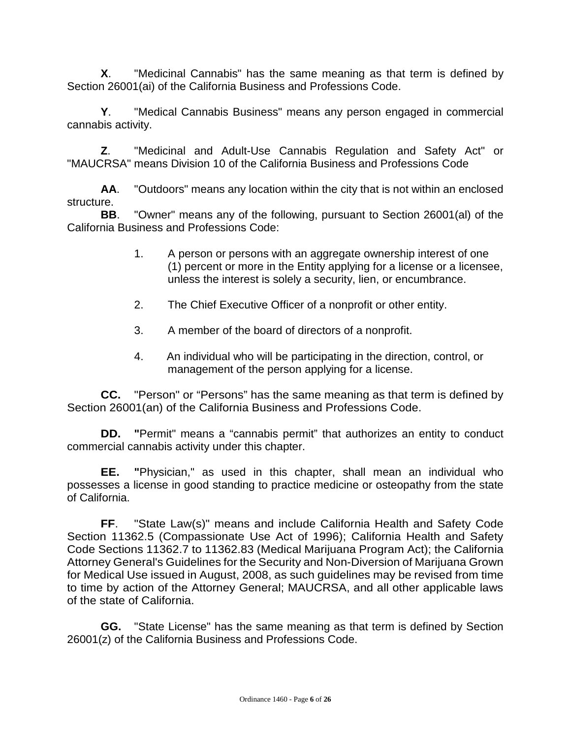**X**. "Medicinal Cannabis" has the same meaning as that term is defined by Section 26001(ai) of the California Business and Professions Code.

**Y**. "Medical Cannabis Business" means any person engaged in commercial cannabis activity.

**Z**. "Medicinal and Adult-Use Cannabis Regulation and Safety Act" or "MAUCRSA" means Division 10 of the California Business and Professions Code

**AA**. "Outdoors" means any location within the city that is not within an enclosed structure.

**BB**. "Owner" means any of the following, pursuant to Section 26001(al) of the California Business and Professions Code:

1. A person or persons with an aggregate ownership interest of one (1) percent or more in the Entity applying for a license or a licensee, unless the interest is solely a security, lien, or encumbrance.

2. The Chief Executive Officer of a nonprofit or other entity.

3. A member of the board of directors of a nonprofit.

4. An individual who will be participating in the direction, control, or management of the person applying for a license.

**CC.** "Person" or "Persons" has the same meaning as that term is defined by Section 26001(an) of the California Business and Professions Code.

**DD. "**Permit" means a "cannabis permit" that authorizes an entity to conduct commercial cannabis activity under this chapter.

**EE. "**Physician," as used in this chapter, shall mean an individual who possesses a license in good standing to practice medicine or osteopathy from the state of California.

**FF**. "State Law(s)" means and include California Health and Safety Code Section 11362.5 (Compassionate Use Act of 1996); California Health and Safety Code Sections 11362.7 to 11362.83 (Medical Marijuana Program Act); the California Attorney General's Guidelines for the Security and Non-Diversion of Marijuana Grown for Medical Use issued in August, 2008, as such guidelines may be revised from time to time by action of the Attorney General; MAUCRSA, and all other applicable laws of the state of California.

**GG.** "State License" has the same meaning as that term is defined by Section 26001(z) of the California Business and Professions Code.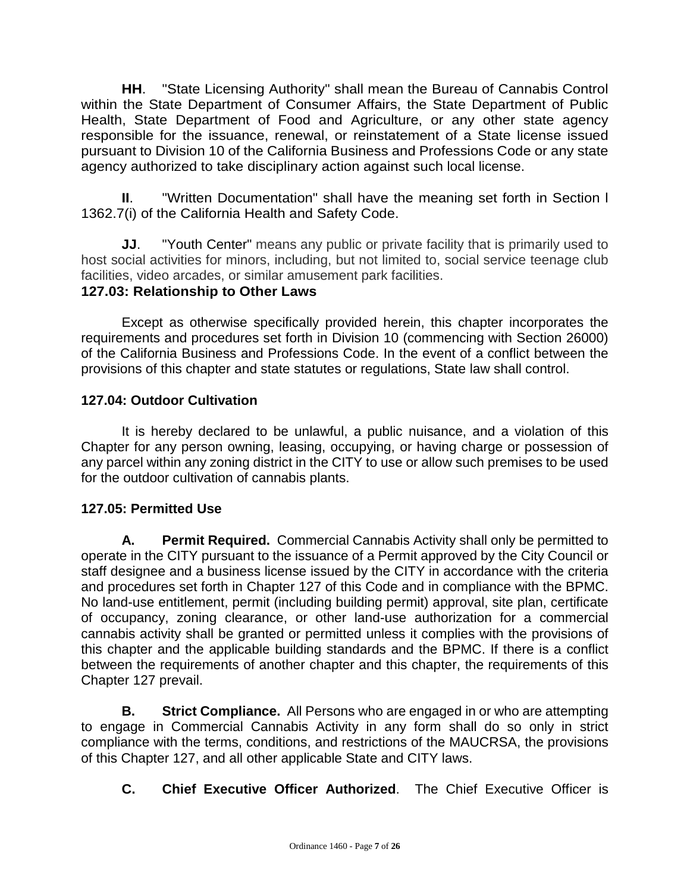**HH**. "State Licensing Authority" shall mean the Bureau of Cannabis Control within the State Department of Consumer Affairs, the State Department of Public Health, State Department of Food and Agriculture, or any other state agency responsible for the issuance, renewal, or reinstatement of a State license issued pursuant to Division 10 of the California Business and Professions Code or any state agency authorized to take disciplinary action against such local license.

**II**. "Written Documentation" shall have the meaning set forth in Section l 1362.7(i) of the California Health and Safety Code.

**JJ**. "Youth Center" means any public or private facility that is primarily used to host social activities for minors, including, but not limited to, social service teenage club facilities, video arcades, or similar amusement park facilities.

### 127.03: Relationship to Other Laws

Except as otherwise specifically provided herein, this chapter incorporates the requirements and procedures set forth in Division 10 (commencing with Section 26000) of the California Business and Professions Code. In the event of a conflict between the provisions of this chapter and state statutes or regulations, State law shall control.

### 127.04: Outdoor Cultivation

It is hereby declared to be unlawful, a public nuisance, and a violation of this Chapter for any person owning, leasing, occupying, or having charge or possession of any parcel within any zoning district in the CITY to use or allow such premises to be used for the outdoor cultivation of cannabis plants.

### 127.05: Permitted Use

**A. Permit Required.** Commercial Cannabis Activity shall only be permitted to operate in the CITY pursuant to the issuance of a Permit approved by the City Council or staff designee and a business license issued by the CITY in accordance with the criteria and procedures set forth in Chapter 127 of this Code and in compliance with the BPMC. No land-use entitlement, permit (including building permit) approval, site plan, certificate of occupancy, zoning clearance, or other land-use authorization for a commercial cannabis activity shall be granted or permitted unless it complies with the provisions of this chapter and the applicable building standards and the BPMC. If there is a conflict between the requirements of another chapter and this chapter, the requirements of this Chapter 127 prevail.

**B. Strict Compliance.** All Persons who are engaged in or who are attempting to engage in Commercial Cannabis Activity in any form shall do so only in strict compliance with the terms, conditions, and restrictions of the MAUCRSA, the provisions of this Chapter 127, and all other applicable State and CITY laws.

**C. Chief Executive Officer Authorized**. The Chief Executive Officer is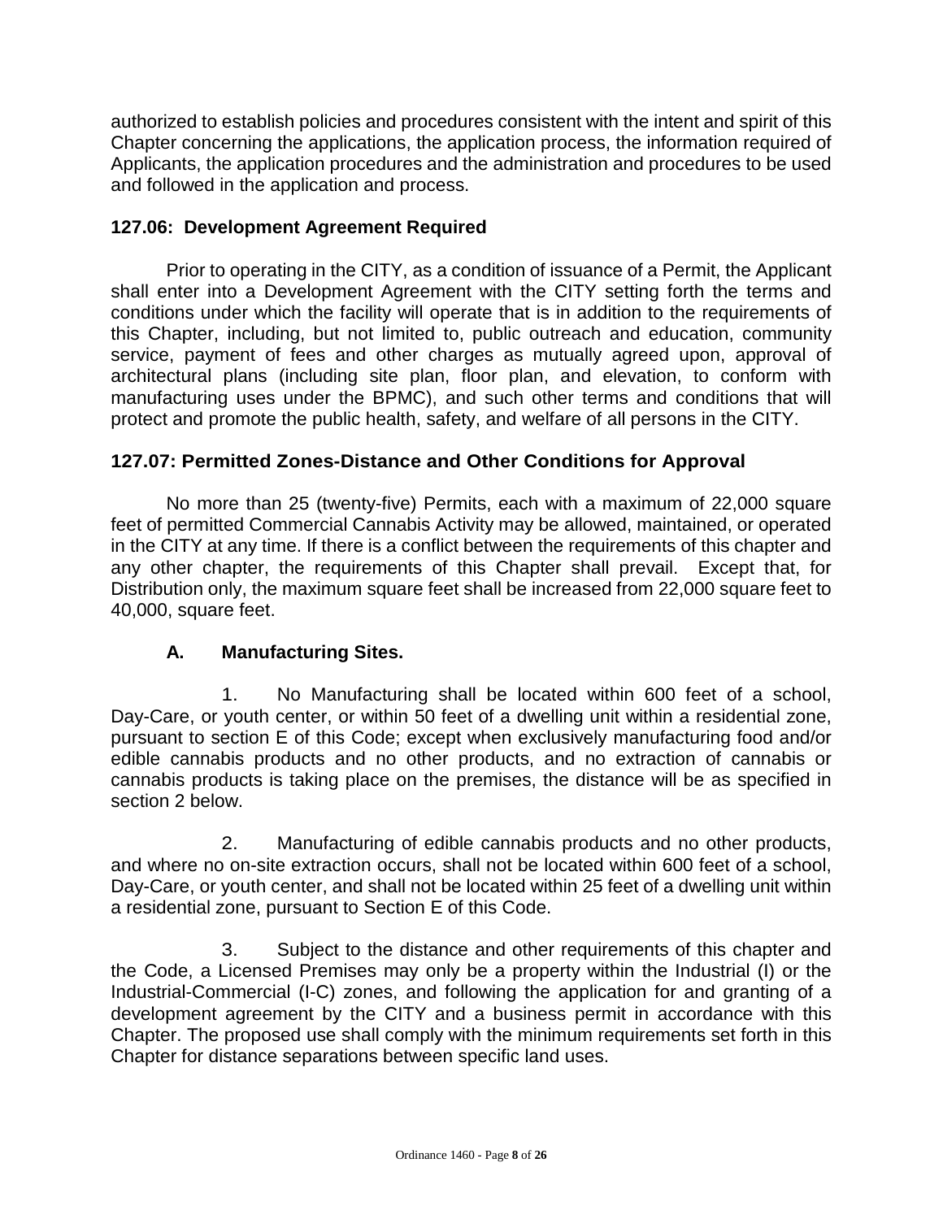authorized to establish policies and procedures consistent with the intent and spirit of this Chapter concerning the applications, the application process, the information required of Applicants, the application procedures and the administration and procedures to be used and followed in the application and process.

**127.06: Development Agreement Required**

Prior to operating in the CITY, as a condition of issuance of a Permit, the Applicant shall enter into a Development Agreement with the CITY setting forth the terms and conditions under which the facility will operate that is in addition to the requirements of this Chapter, including, but not limited to, public outreach and education, community service, payment of fees and other charges as mutually agreed upon, approval of architectural plans (including site plan, floor plan, and elevation, to conform with manufacturing uses under the BPMC), and such other terms and conditions that will protect and promote the public health, safety, and welfare of all persons in the CITY.

**127.07: Permitted Zones-Distance and Other Conditions for Approval**

No more than 25 (twenty-five) Permits, each with a maximum of 22,000 square feet of permitted Commercial Cannabis Activity may be allowed, maintained, or operated in the CITY at any time. If there is a conflict between the requirements of this chapter and any other chapter, the requirements of this Chapter shall prevail. Except that, for Distribution only, the maximum square feet shall be increased from 22,000 square feet to 40,000, square feet.

**A. Manufacturing Sites.**

1. No Manufacturing shall be located within 600 feet of a school, Day-Care, or youth center, or within 50 feet of a dwelling unit within a residential zone, pursuant to section E of this Code; except when exclusively manufacturing food and/or edible cannabis products and no other products, and no extraction of cannabis or cannabis products is taking place on the premises, the distance will be as specified in section 2 below.

2. Manufacturing of edible cannabis products and no other products, and where no on-site extraction occurs, shall not be located within 600 feet of a school, Day-Care, or youth center, and shall not be located within 25 feet of a dwelling unit within a residential zone, pursuant to Section E of this Code.

3. Subject to the distance and other requirements of this chapter and the Code, a Licensed Premises may only be a property within the Industrial (I) or the Industrial-Commercial (I-C) zones, and following the application for and granting of a development agreement by the CITY and a business permit in accordance with this Chapter. The proposed use shall comply with the minimum requirements set forth in this Chapter for distance separations between specific land uses.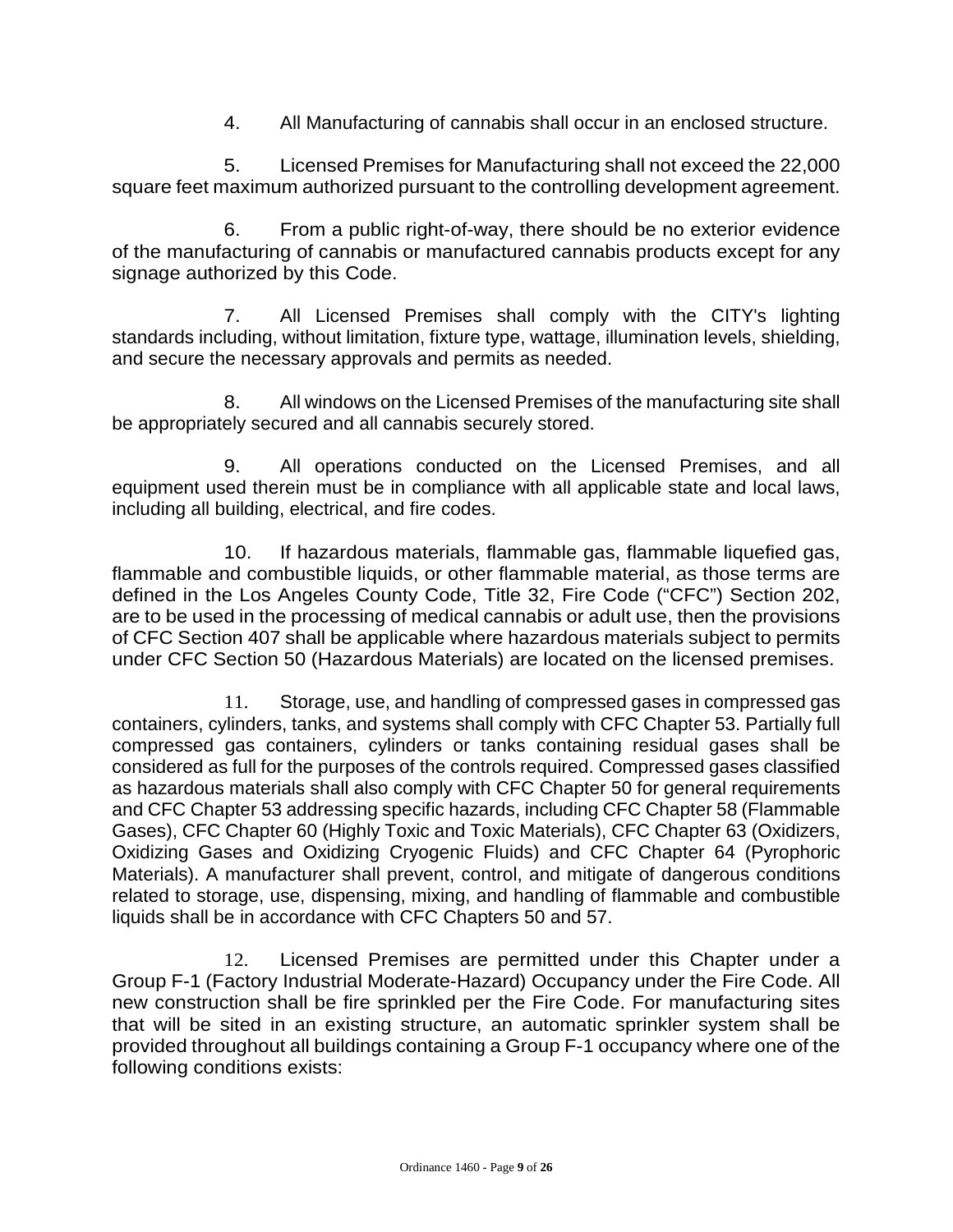4. All Manufacturing of cannabis shall occur in an enclosed structure.

5. Licensed Premises for Manufacturing shall not exceed the 22,000 square feet maximum authorized pursuant to the controlling development agreement.

6. From a public right-of-way, there should be no exterior evidence of the manufacturing of cannabis or manufactured cannabis products except for any signage authorized by this Code.

7. All Licensed Premises shall comply with the CITY's lighting standards including, without limitation, fixture type, wattage, illumination levels, shielding, and secure the necessary approvals and permits as needed.

8. All windows on the Licensed Premises of the manufacturing site shall be appropriately secured and all cannabis securely stored.

9. All operations conducted on the Licensed Premises, and all equipment used therein must be in compliance with all applicable state and local laws, including all building, electrical, and fire codes.

10. If hazardous materials, flammable gas, flammable liquefied gas, flammable and combustible liquids, or other flammable material, as those terms are defined in the Los Angeles County Code, Title 32, Fire Code ("CFC") Section 202, are to be used in the processing of medical cannabis or adult use, then the provisions of CFC Section 407 shall be applicable where hazardous materials subject to permits under CFC Section 50 (Hazardous Materials) are located on the licensed premises.

11. Storage, use, and handling of compressed gases in compressed gas containers, cylinders, tanks, and systems shall comply with CFC Chapter 53. Partially full compressed gas containers, cylinders or tanks containing residual gases shall be considered as full for the purposes of the controls required. Compressed gases classified as hazardous materials shall also comply with CFC Chapter 50 for general requirements and CFC Chapter 53 addressing specific hazards, including CFC Chapter 58 (Flammable Gases), CFC Chapter 60 (Highly Toxic and Toxic Materials), CFC Chapter 63 (Oxidizers, Oxidizing Gases and Oxidizing Cryogenic Fluids) and CFC Chapter 64 (Pyrophoric Materials). A manufacturer shall prevent, control, and mitigate of dangerous conditions related to storage, use, dispensing, mixing, and handling of flammable and combustible liquids shall be in accordance with CFC Chapters 50 and 57.

12. Licensed Premises are permitted under this Chapter under a Group F-1 (Factory Industrial Moderate-Hazard) Occupancy under the Fire Code. All new construction shall be fire sprinkled per the Fire Code. For manufacturing sites that will be sited in an existing structure, an automatic sprinkler system shall be provided throughout all buildings containing a Group F-1 occupancy where one of the following conditions exists: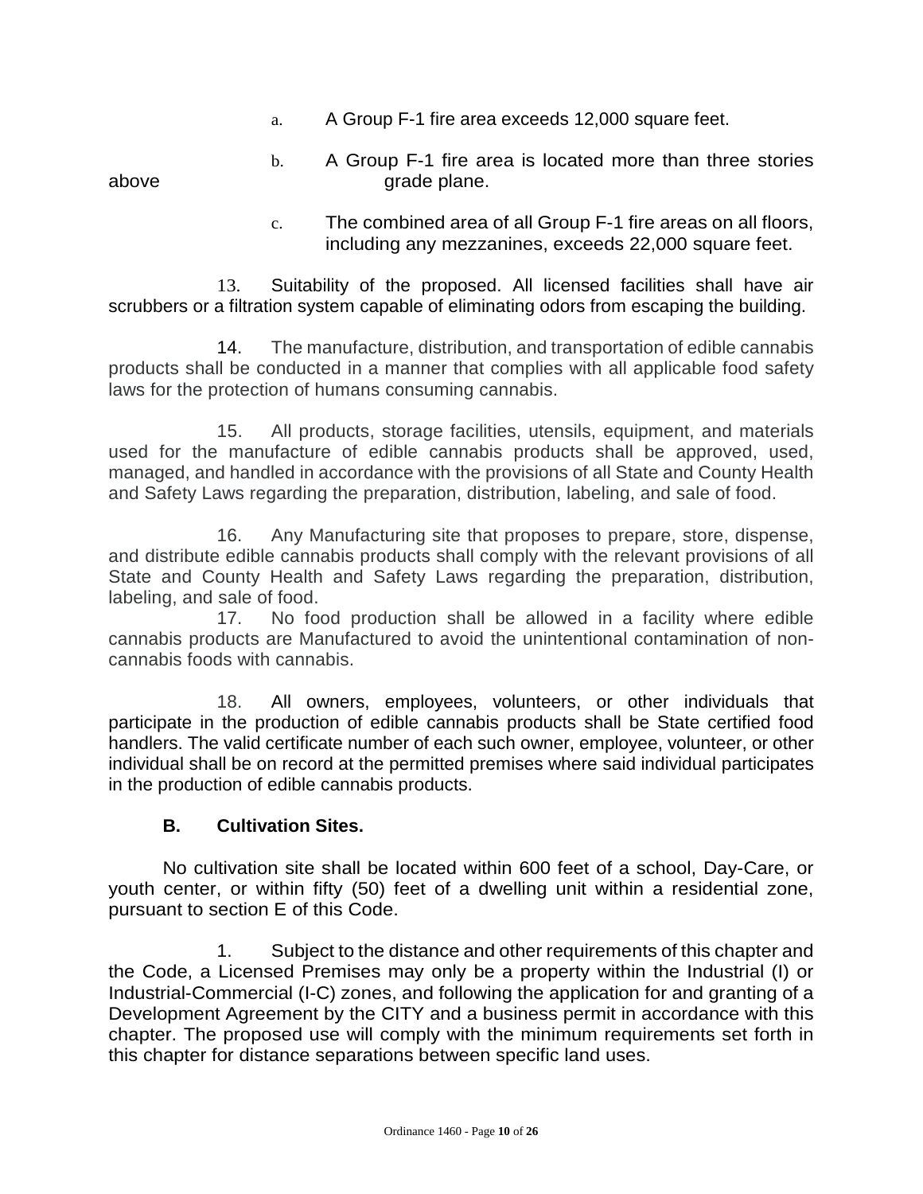a. A Group F-1 fire area exceeds 12,000 square feet.

b. A Group F-1 fire area is located more than three stories above grade plane.

c. The combined area of all Group F-1 fire areas on all floors, including any mezzanines, exceeds 22,000 square feet.

13. Suitability of the proposed. All licensed facilities shall have air scrubbers or a filtration system capable of eliminating odors from escaping the building.

14. The manufacture, distribution, and transportation of edible cannabis products shall be conducted in a manner that complies with all applicable food safety laws for the protection of humans consuming cannabis.

15. All products, storage facilities, utensils, equipment, and materials used for the manufacture of edible cannabis products shall be approved, used, managed, and handled in accordance with the provisions of all State and County Health and Safety Laws regarding the preparation, distribution, labeling, and sale of food.

16. Any Manufacturing site that proposes to prepare, store, dispense, and distribute edible cannabis products shall comply with the relevant provisions of all State and County Health and Safety Laws regarding the preparation, distribution, labeling, and sale of food.

17. No food production shall be allowed in a facility where edible cannabis products are Manufactured to avoid the unintentional contamination of non-cannabis foods with cannabis.

18. All owners, employees, volunteers, or other individuals that participate in the production of edible cannabis products shall be State certified food handlers. The valid certificate number of each such owner, employee, volunteer, or other individual shall be on record at the permitted premises where said individual participates in the production of edible cannabis products.

**B. Cultivation Sites.**

No cultivation site shall be located within 600 feet of a school, Day-Care, or youth center, or within fifty (50) feet of a dwelling unit within a residential zone, pursuant to section E of this Code.

1. Subject to the distance and other requirements of this chapter and the Code, a Licensed Premises may only be a property within the Industrial (I) or Industrial-Commercial (I-C) zones, and following the application for and granting of a Development Agreement by the CITY and a business permit in accordance with this chapter. The proposed use will comply with the minimum requirements set forth in this chapter for distance separations between specific land uses.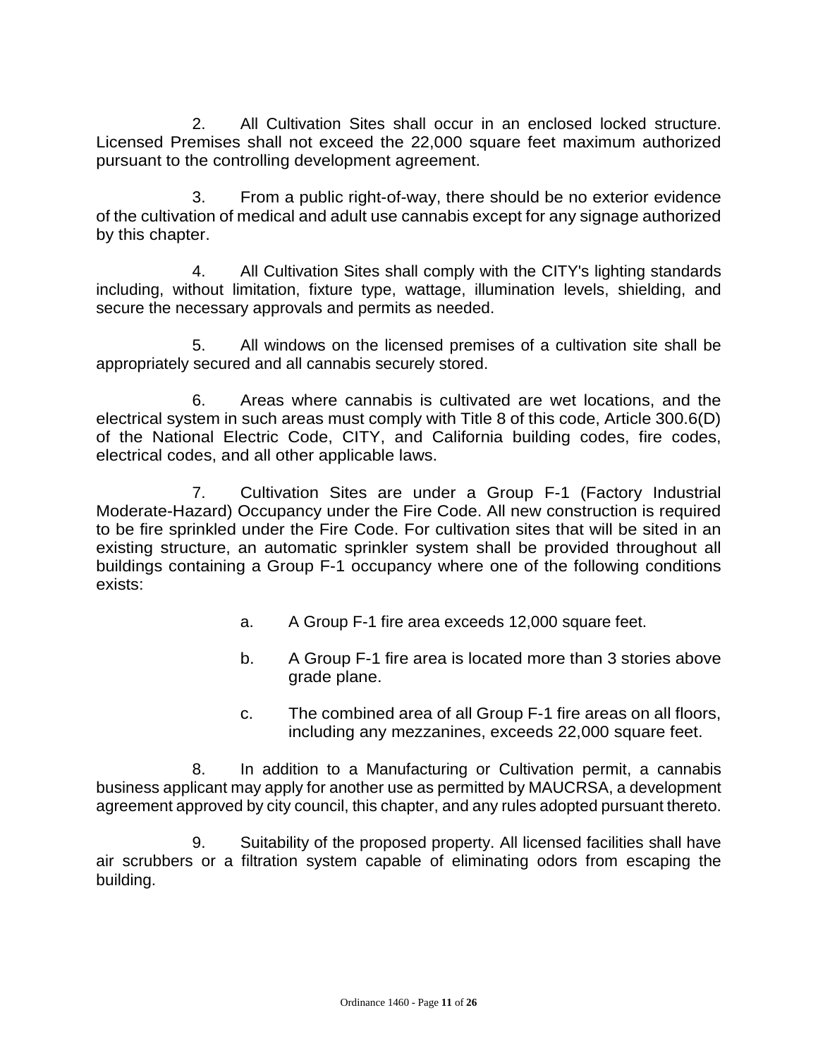2. All Cultivation Sites shall occur in an enclosed locked structure. Licensed Premises shall not exceed the 22,000 square feet maximum authorized pursuant to the controlling development agreement.

3. From a public right-of-way, there should be no exterior evidence of the cultivation of medical and adult use cannabis except for any signage authorized by this chapter.

4. All Cultivation Sites shall comply with the CITY's lighting standards including, without limitation, fixture type, wattage, illumination levels, shielding, and secure the necessary approvals and permits as needed.

5. All windows on the licensed premises of a cultivation site shall be appropriately secured and all cannabis securely stored.

6. Areas where cannabis is cultivated are wet locations, and the electrical system in such areas must comply with Title 8 of this code, Article 300.6(D) of the National Electric Code, CITY, and California building codes, fire codes, electrical codes, and all other applicable laws.

7. Cultivation Sites are under a Group F-1 (Factory Industrial Moderate-Hazard) Occupancy under the Fire Code. All new construction is required to be fire sprinkled under the Fire Code. For cultivation sites that will be sited in an existing structure, an automatic sprinkler system shall be provided throughout all buildings containing a Group F-1 occupancy where one of the following conditions exists:

   a. A Group F-1 fire area exceeds 12,000 square feet.

   b. A Group F-1 fire area is located more than 3 stories above grade plane.

   c. The combined area of all Group F-1 fire areas on all floors, including any mezzanines, exceeds 22,000 square feet.

8. In addition to a Manufacturing or Cultivation permit, a cannabis business applicant may apply for another use as permitted by MAUCRSA, a development agreement approved by city council, this chapter, and any rules adopted pursuant thereto.

9. Suitability of the proposed property. All licensed facilities shall have air scrubbers or a filtration system capable of eliminating odors from escaping the building.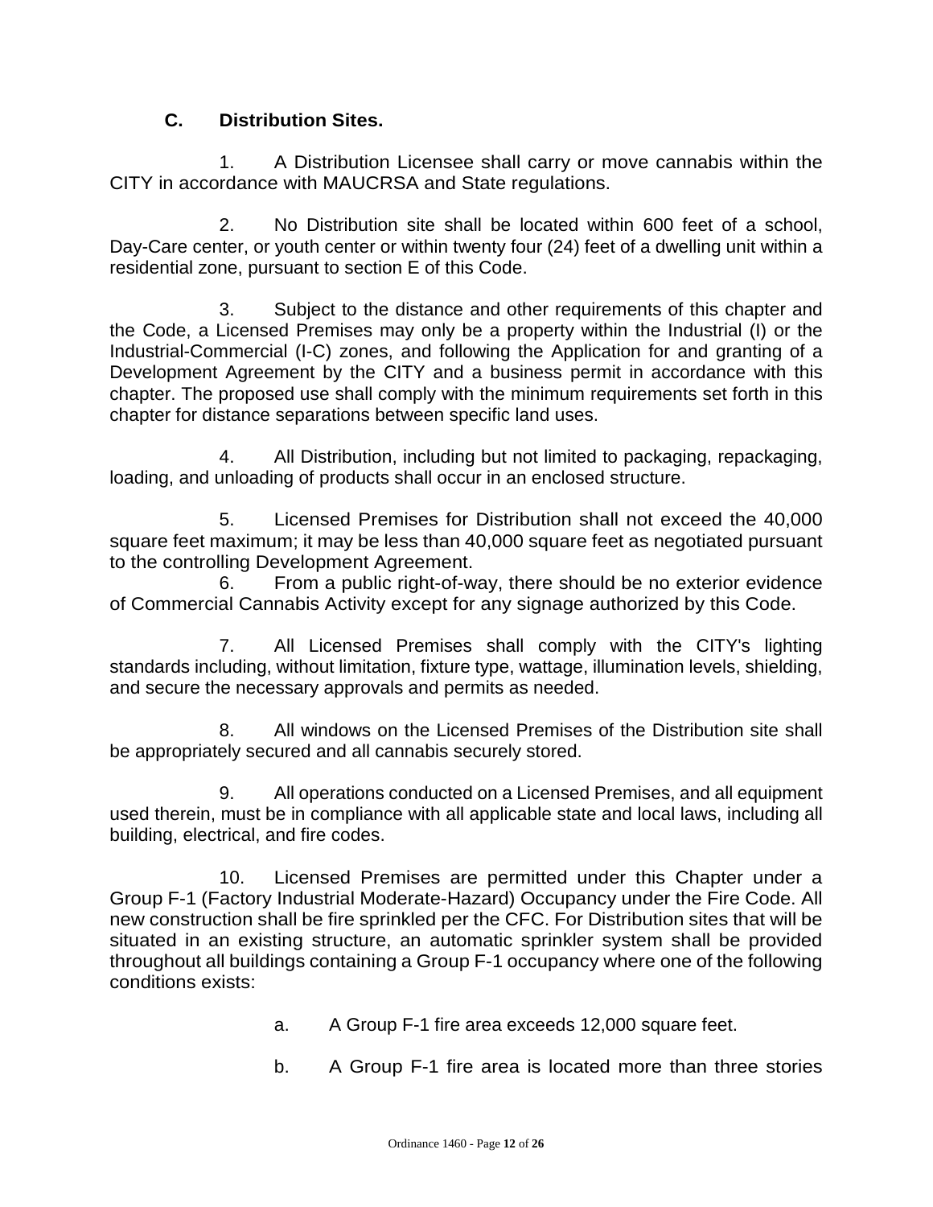**C. Distribution Sites.**

1. A Distribution Licensee shall carry or move cannabis within the CITY in accordance with MAUCRSA and State regulations.

2. No Distribution site shall be located within 600 feet of a school, Day-Care center, or youth center or within twenty four (24) feet of a dwelling unit within a residential zone, pursuant to section E of this Code.

3. Subject to the distance and other requirements of this chapter and the Code, a Licensed Premises may only be a property within the Industrial (I) or the Industrial-Commercial (I-C) zones, and following the Application for and granting of a Development Agreement by the CITY and a business permit in accordance with this chapter. The proposed use shall comply with the minimum requirements set forth in this chapter for distance separations between specific land uses.

4. All Distribution, including but not limited to packaging, repackaging, loading, and unloading of products shall occur in an enclosed structure.

5. Licensed Premises for Distribution shall not exceed the 40,000 square feet maximum; it may be less than 40,000 square feet as negotiated pursuant to the controlling Development Agreement.

6. From a public right-of-way, there should be no exterior evidence of Commercial Cannabis Activity except for any signage authorized by this Code.

7. All Licensed Premises shall comply with the CITY's lighting standards including, without limitation, fixture type, wattage, illumination levels, shielding, and secure the necessary approvals and permits as needed.

8. All windows on the Licensed Premises of the Distribution site shall be appropriately secured and all cannabis securely stored.

9. All operations conducted on a Licensed Premises, and all equipment used therein, must be in compliance with all applicable state and local laws, including all building, electrical, and fire codes.

10. Licensed Premises are permitted under this Chapter under a Group F-1 (Factory Industrial Moderate-Hazard) Occupancy under the Fire Code. All new construction shall be fire sprinkled per the CFC. For Distribution sites that will be situated in an existing structure, an automatic sprinkler system shall be provided throughout all buildings containing a Group F-1 occupancy where one of the following conditions exists:

   a. A Group F-1 fire area exceeds 12,000 square feet.

   b. A Group F-1 fire area is located more than three stories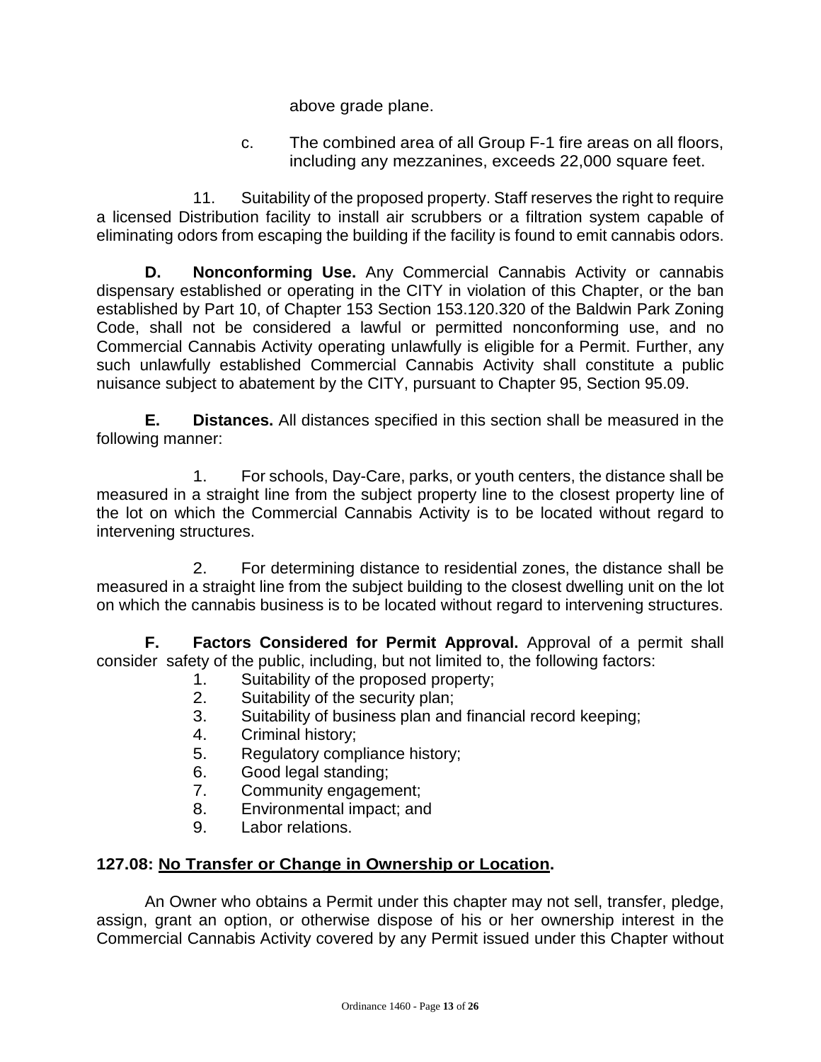above grade plane.

c. The combined area of all Group F-1 fire areas on all floors, including any mezzanines, exceeds 22,000 square feet.

11. Suitability of the proposed property. Staff reserves the right to require a licensed Distribution facility to install air scrubbers or a filtration system capable of eliminating odors from escaping the building if the facility is found to emit cannabis odors.

**D. Nonconforming Use.** Any Commercial Cannabis Activity or cannabis dispensary established or operating in the CITY in violation of this Chapter, or the ban established by Part 10, of Chapter 153 Section 153.120.320 of the Baldwin Park Zoning Code, shall not be considered a lawful or permitted nonconforming use, and no Commercial Cannabis Activity operating unlawfully is eligible for a Permit. Further, any such unlawfully established Commercial Cannabis Activity shall constitute a public nuisance subject to abatement by the CITY, pursuant to Chapter 95, Section 95.09.

**E. Distances.** All distances specified in this section shall be measured in the following manner:

1. For schools, Day-Care, parks, or youth centers, the distance shall be measured in a straight line from the subject property line to the closest property line of the lot on which the Commercial Cannabis Activity is to be located without regard to intervening structures.

2. For determining distance to residential zones, the distance shall be measured in a straight line from the subject building to the closest dwelling unit on the lot on which the cannabis business is to be located without regard to intervening structures.

**F. Factors Considered for Permit Approval.** Approval of a permit shall consider safety of the public, including, but not limited to, the following factors:

1. Suitability of the proposed property;
2. Suitability of the security plan;
3. Suitability of business plan and financial record keeping;
4. Criminal history;
5. Regulatory compliance history;
6. Good legal standing;
7. Community engagement;
8. Environmental impact; and
9. Labor relations.

### 127.08: <u>No Transfer or Change in Ownership or Location</u>.

An Owner who obtains a Permit under this chapter may not sell, transfer, pledge, assign, grant an option, or otherwise dispose of his or her ownership interest in the Commercial Cannabis Activity covered by any Permit issued under this Chapter without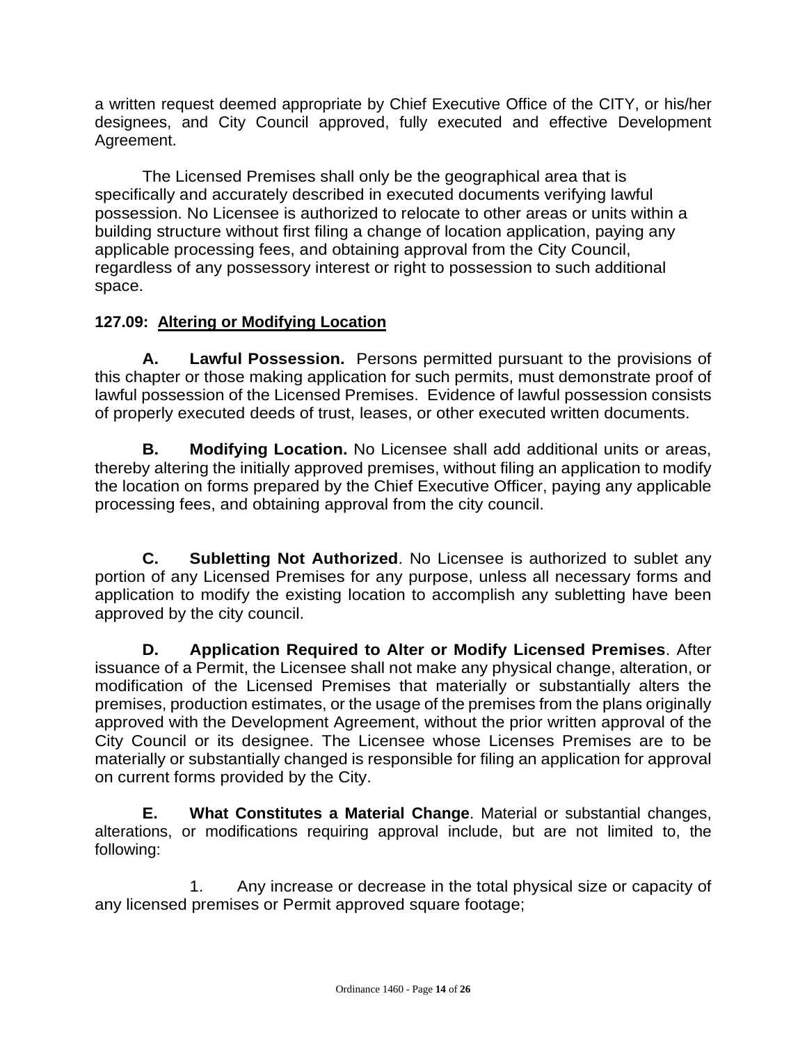a written request deemed appropriate by Chief Executive Office of the CITY, or his/her designees, and City Council approved, fully executed and effective Development Agreement.

The Licensed Premises shall only be the geographical area that is specifically and accurately described in executed documents verifying lawful possession. No Licensee is authorized to relocate to other areas or units within a building structure without first filing a change of location application, paying any applicable processing fees, and obtaining approval from the City Council, regardless of any possessory interest or right to possession to such additional space.

**127.09: <u>Altering or Modifying Location</u>**

**A. Lawful Possession.** Persons permitted pursuant to the provisions of this chapter or those making application for such permits, must demonstrate proof of lawful possession of the Licensed Premises. Evidence of lawful possession consists of properly executed deeds of trust, leases, or other executed written documents.

**B. Modifying Location.** No Licensee shall add additional units or areas, thereby altering the initially approved premises, without filing an application to modify the location on forms prepared by the Chief Executive Officer, paying any applicable processing fees, and obtaining approval from the city council.

**C. Subletting Not Authorized**. No Licensee is authorized to sublet any portion of any Licensed Premises for any purpose, unless all necessary forms and application to modify the existing location to accomplish any subletting have been approved by the city council.

**D. Application Required to Alter or Modify Licensed Premises**. After issuance of a Permit, the Licensee shall not make any physical change, alteration, or modification of the Licensed Premises that materially or substantially alters the premises, production estimates, or the usage of the premises from the plans originally approved with the Development Agreement, without the prior written approval of the City Council or its designee. The Licensee whose Licenses Premises are to be materially or substantially changed is responsible for filing an application for approval on current forms provided by the City.

**E. What Constitutes a Material Change**. Material or substantial changes, alterations, or modifications requiring approval include, but are not limited to, the following:

1. Any increase or decrease in the total physical size or capacity of any licensed premises or Permit approved square footage;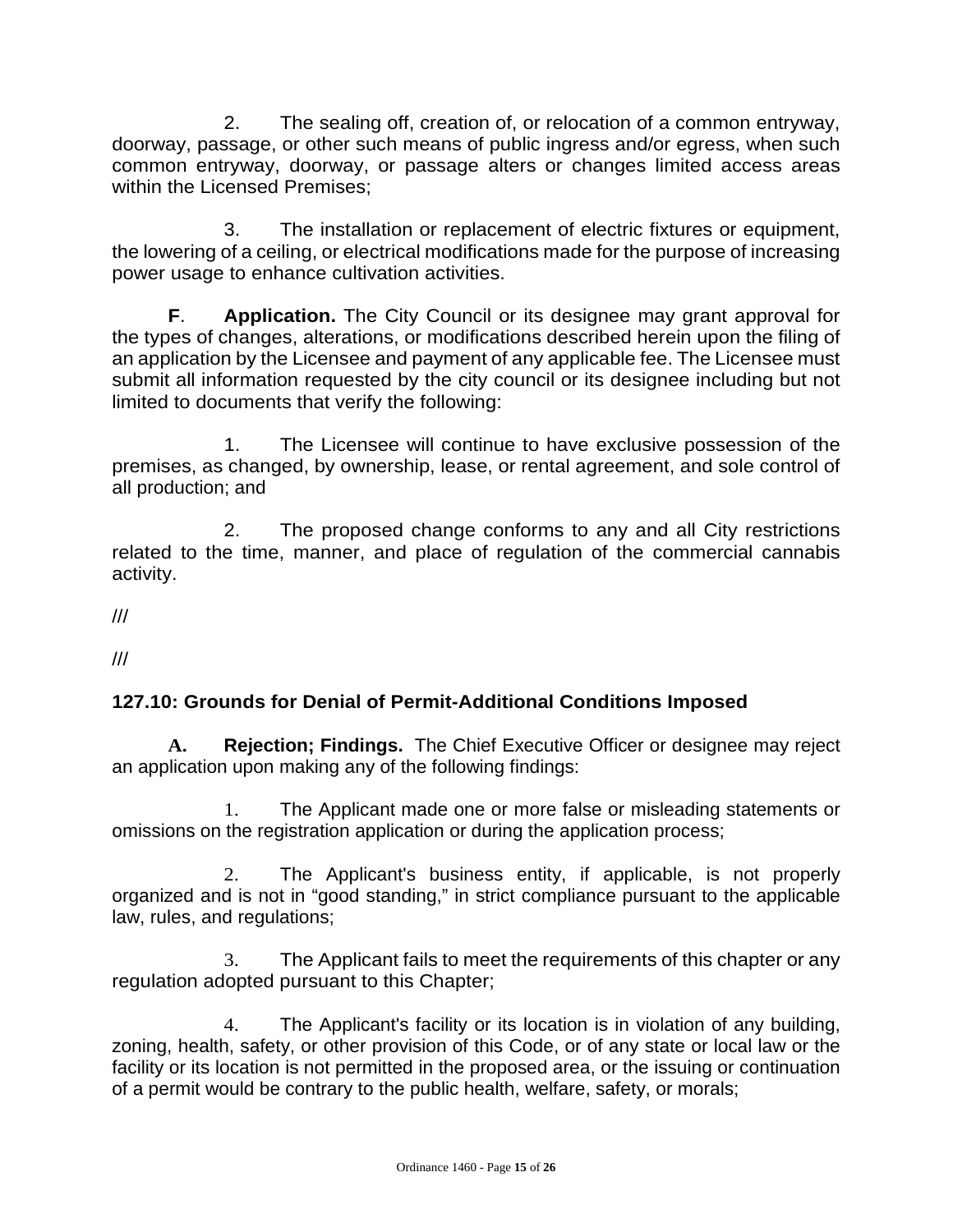2. The sealing off, creation of, or relocation of a common entryway, doorway, passage, or other such means of public ingress and/or egress, when such common entryway, doorway, or passage alters or changes limited access areas within the Licensed Premises;

3. The installation or replacement of electric fixtures or equipment, the lowering of a ceiling, or electrical modifications made for the purpose of increasing power usage to enhance cultivation activities.

**F**. **Application.** The City Council or its designee may grant approval for the types of changes, alterations, or modifications described herein upon the filing of an application by the Licensee and payment of any applicable fee. The Licensee must submit all information requested by the city council or its designee including but not limited to documents that verify the following:

1. The Licensee will continue to have exclusive possession of the premises, as changed, by ownership, lease, or rental agreement, and sole control of all production; and

2. The proposed change conforms to any and all City restrictions related to the time, manner, and place of regulation of the commercial cannabis activity.

///

///

### 127.10: Grounds for Denial of Permit-Additional Conditions Imposed

**A.** **Rejection; Findings.** The Chief Executive Officer or designee may reject an application upon making any of the following findings:

1. The Applicant made one or more false or misleading statements or omissions on the registration application or during the application process;

2. The Applicant's business entity, if applicable, is not properly organized and is not in "good standing," in strict compliance pursuant to the applicable law, rules, and regulations;

3. The Applicant fails to meet the requirements of this chapter or any regulation adopted pursuant to this Chapter;

4. The Applicant's facility or its location is in violation of any building, zoning, health, safety, or other provision of this Code, or of any state or local law or the facility or its location is not permitted in the proposed area, or the issuing or continuation of a permit would be contrary to the public health, welfare, safety, or morals;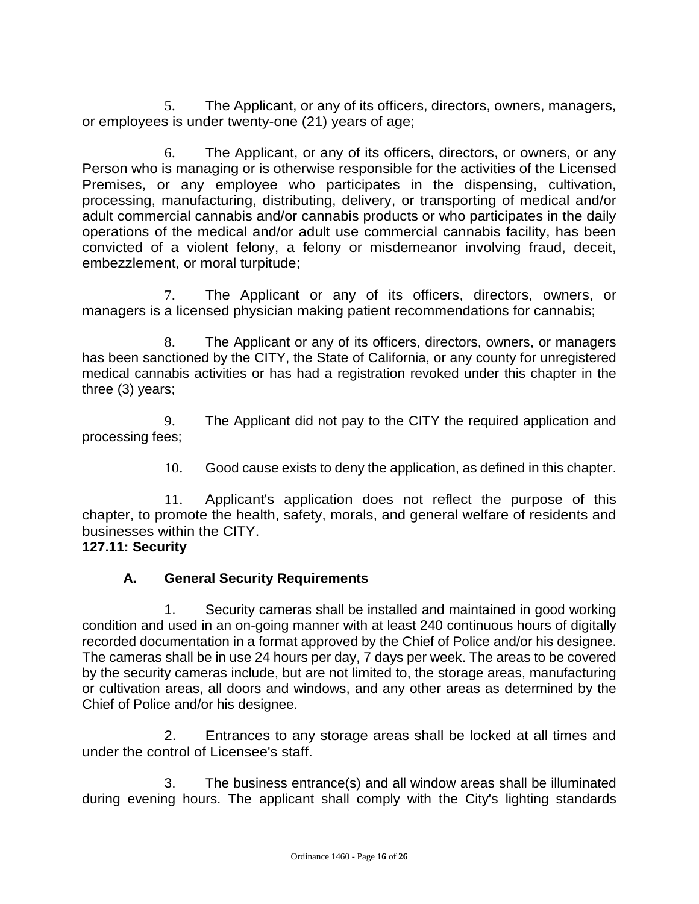5. The Applicant, or any of its officers, directors, owners, managers, or employees is under twenty-one (21) years of age;

6. The Applicant, or any of its officers, directors, or owners, or any Person who is managing or is otherwise responsible for the activities of the Licensed Premises, or any employee who participates in the dispensing, cultivation, processing, manufacturing, distributing, delivery, or transporting of medical and/or adult commercial cannabis and/or cannabis products or who participates in the daily operations of the medical and/or adult use commercial cannabis facility, has been convicted of a violent felony, a felony or misdemeanor involving fraud, deceit, embezzlement, or moral turpitude;

7. The Applicant or any of its officers, directors, owners, or managers is a licensed physician making patient recommendations for cannabis;

8. The Applicant or any of its officers, directors, owners, or managers has been sanctioned by the CITY, the State of California, or any county for unregistered medical cannabis activities or has had a registration revoked under this chapter in the three (3) years;

9. The Applicant did not pay to the CITY the required application and processing fees;

10. Good cause exists to deny the application, as defined in this chapter.

11. Applicant's application does not reflect the purpose of this chapter, to promote the health, safety, morals, and general welfare of residents and businesses within the CITY.

**127.11: Security**

**A. General Security Requirements**

1. Security cameras shall be installed and maintained in good working condition and used in an on-going manner with at least 240 continuous hours of digitally recorded documentation in a format approved by the Chief of Police and/or his designee. The cameras shall be in use 24 hours per day, 7 days per week. The areas to be covered by the security cameras include, but are not limited to, the storage areas, manufacturing or cultivation areas, all doors and windows, and any other areas as determined by the Chief of Police and/or his designee.

2. Entrances to any storage areas shall be locked at all times and under the control of Licensee's staff.

3. The business entrance(s) and all window areas shall be illuminated during evening hours. The applicant shall comply with the City's lighting standards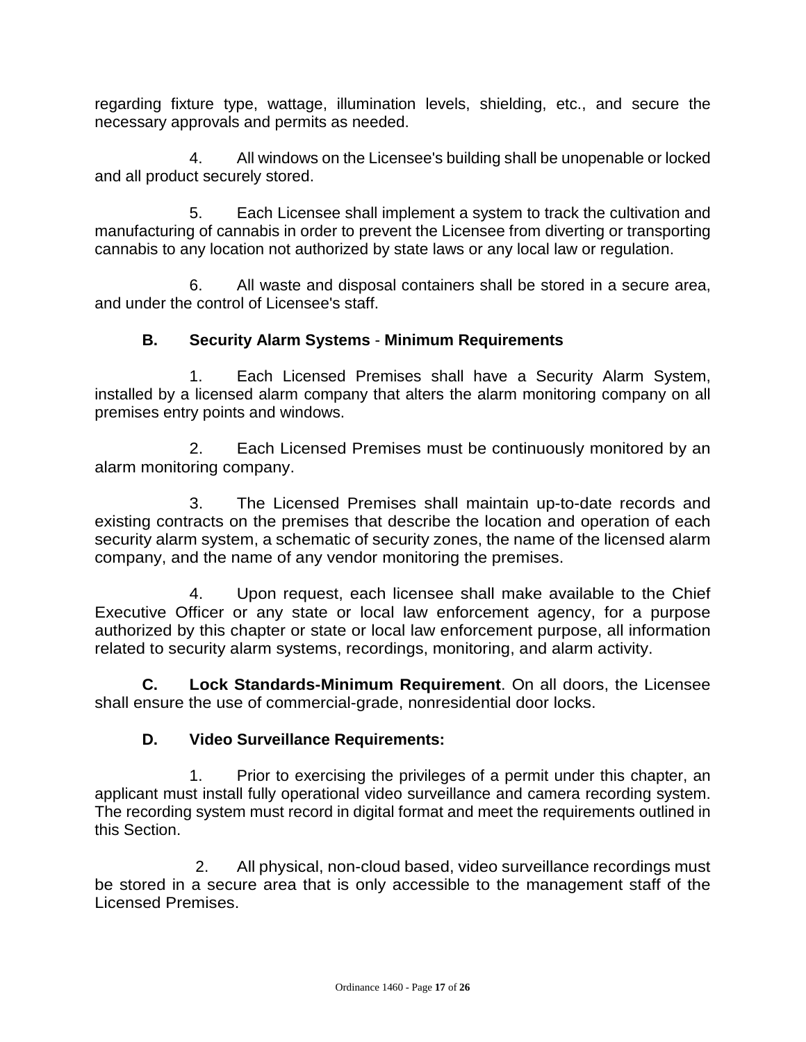regarding fixture type, wattage, illumination levels, shielding, etc., and secure the necessary approvals and permits as needed.

4. All windows on the Licensee's building shall be unopenable or locked and all product securely stored.

5. Each Licensee shall implement a system to track the cultivation and manufacturing of cannabis in order to prevent the Licensee from diverting or transporting cannabis to any location not authorized by state laws or any local law or regulation.

6. All waste and disposal containers shall be stored in a secure area, and under the control of Licensee's staff.

**B. Security Alarm Systems - Minimum Requirements**

1. Each Licensed Premises shall have a Security Alarm System, installed by a licensed alarm company that alters the alarm monitoring company on all premises entry points and windows.

2. Each Licensed Premises must be continuously monitored by an alarm monitoring company.

3. The Licensed Premises shall maintain up-to-date records and existing contracts on the premises that describe the location and operation of each security alarm system, a schematic of security zones, the name of the licensed alarm company, and the name of any vendor monitoring the premises.

4. Upon request, each licensee shall make available to the Chief Executive Officer or any state or local law enforcement agency, for a purpose authorized by this chapter or state or local law enforcement purpose, all information related to security alarm systems, recordings, monitoring, and alarm activity.

**C. Lock Standards-Minimum Requirement**. On all doors, the Licensee shall ensure the use of commercial-grade, nonresidential door locks.

**D. Video Surveillance Requirements:**

1. Prior to exercising the privileges of a permit under this chapter, an applicant must install fully operational video surveillance and camera recording system. The recording system must record in digital format and meet the requirements outlined in this Section.

2. All physical, non-cloud based, video surveillance recordings must be stored in a secure area that is only accessible to the management staff of the Licensed Premises.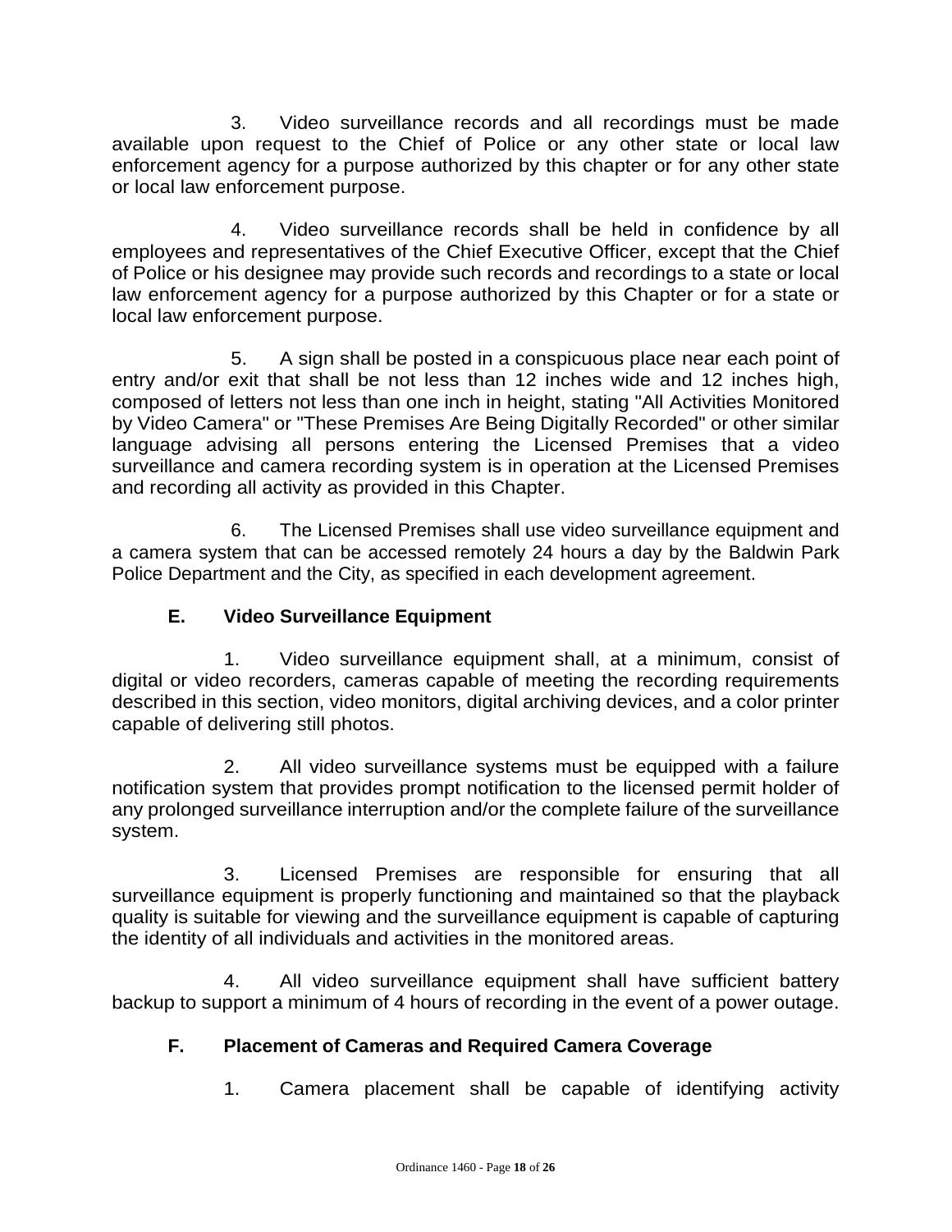3. Video surveillance records and all recordings must be made available upon request to the Chief of Police or any other state or local law enforcement agency for a purpose authorized by this chapter or for any other state or local law enforcement purpose.

4. Video surveillance records shall be held in confidence by all employees and representatives of the Chief Executive Officer, except that the Chief of Police or his designee may provide such records and recordings to a state or local law enforcement agency for a purpose authorized by this Chapter or for a state or local law enforcement purpose.

5. A sign shall be posted in a conspicuous place near each point of entry and/or exit that shall be not less than 12 inches wide and 12 inches high, composed of letters not less than one inch in height, stating "All Activities Monitored by Video Camera" or "These Premises Are Being Digitally Recorded" or other similar language advising all persons entering the Licensed Premises that a video surveillance and camera recording system is in operation at the Licensed Premises and recording all activity as provided in this Chapter.

6. The Licensed Premises shall use video surveillance equipment and a camera system that can be accessed remotely 24 hours a day by the Baldwin Park Police Department and the City, as specified in each development agreement.

**E. Video Surveillance Equipment**

1. Video surveillance equipment shall, at a minimum, consist of digital or video recorders, cameras capable of meeting the recording requirements described in this section, video monitors, digital archiving devices, and a color printer capable of delivering still photos.

2. All video surveillance systems must be equipped with a failure notification system that provides prompt notification to the licensed permit holder of any prolonged surveillance interruption and/or the complete failure of the surveillance system.

3. Licensed Premises are responsible for ensuring that all surveillance equipment is properly functioning and maintained so that the playback quality is suitable for viewing and the surveillance equipment is capable of capturing the identity of all individuals and activities in the monitored areas.

4. All video surveillance equipment shall have sufficient battery backup to support a minimum of 4 hours of recording in the event of a power outage.

**F. Placement of Cameras and Required Camera Coverage**

1. Camera placement shall be capable of identifying activity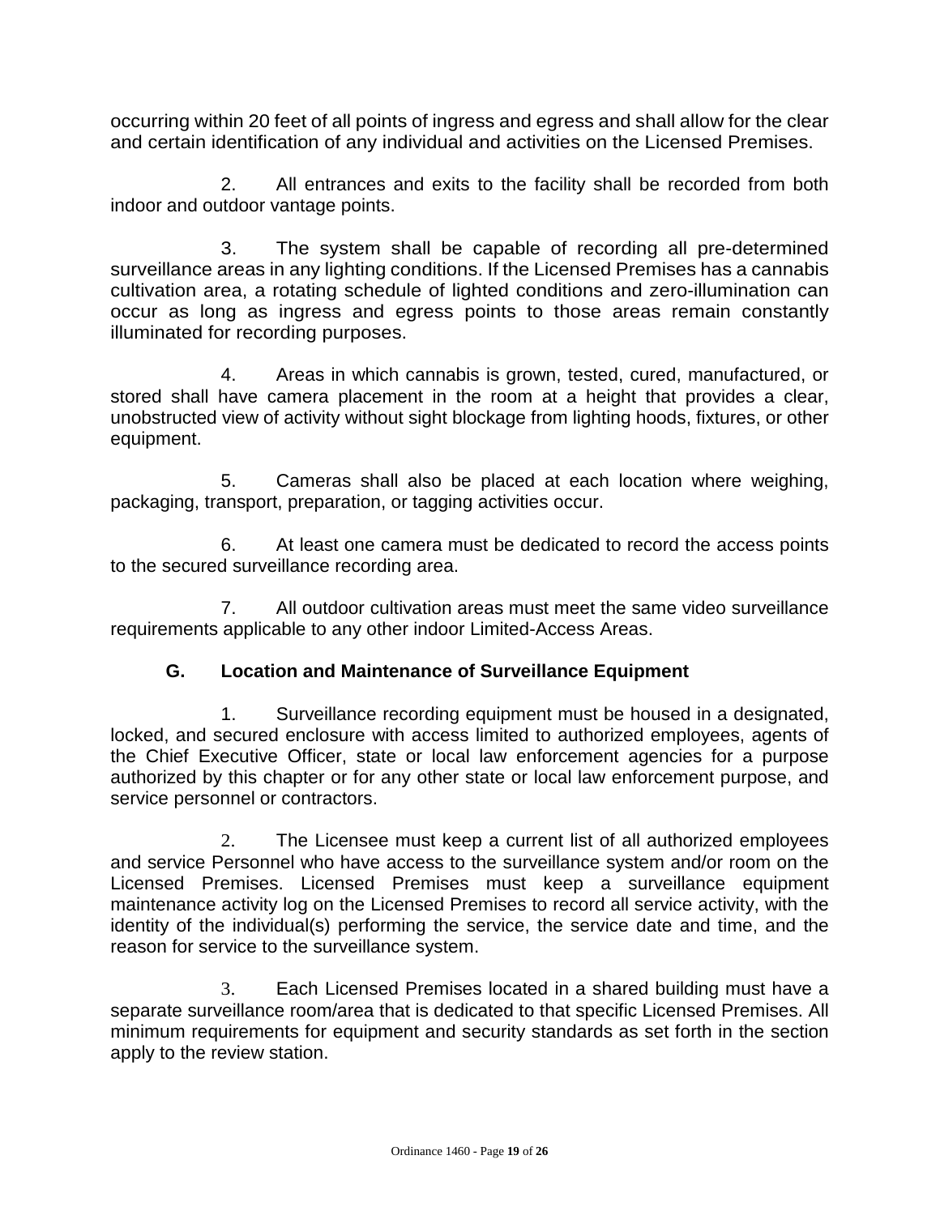occurring within 20 feet of all points of ingress and egress and shall allow for the clear and certain identification of any individual and activities on the Licensed Premises.

2. All entrances and exits to the facility shall be recorded from both indoor and outdoor vantage points.

3. The system shall be capable of recording all pre-determined surveillance areas in any lighting conditions. If the Licensed Premises has a cannabis cultivation area, a rotating schedule of lighted conditions and zero-illumination can occur as long as ingress and egress points to those areas remain constantly illuminated for recording purposes.

4. Areas in which cannabis is grown, tested, cured, manufactured, or stored shall have camera placement in the room at a height that provides a clear, unobstructed view of activity without sight blockage from lighting hoods, fixtures, or other equipment.

5. Cameras shall also be placed at each location where weighing, packaging, transport, preparation, or tagging activities occur.

6. At least one camera must be dedicated to record the access points to the secured surveillance recording area.

7. All outdoor cultivation areas must meet the same video surveillance requirements applicable to any other indoor Limited-Access Areas.

**G. Location and Maintenance of Surveillance Equipment**

1. Surveillance recording equipment must be housed in a designated, locked, and secured enclosure with access limited to authorized employees, agents of the Chief Executive Officer, state or local law enforcement agencies for a purpose authorized by this chapter or for any other state or local law enforcement purpose, and service personnel or contractors.

2. The Licensee must keep a current list of all authorized employees and service Personnel who have access to the surveillance system and/or room on the Licensed Premises. Licensed Premises must keep a surveillance equipment maintenance activity log on the Licensed Premises to record all service activity, with the identity of the individual(s) performing the service, the service date and time, and the reason for service to the surveillance system.

3. Each Licensed Premises located in a shared building must have a separate surveillance room/area that is dedicated to that specific Licensed Premises. All minimum requirements for equipment and security standards as set forth in the section apply to the review station.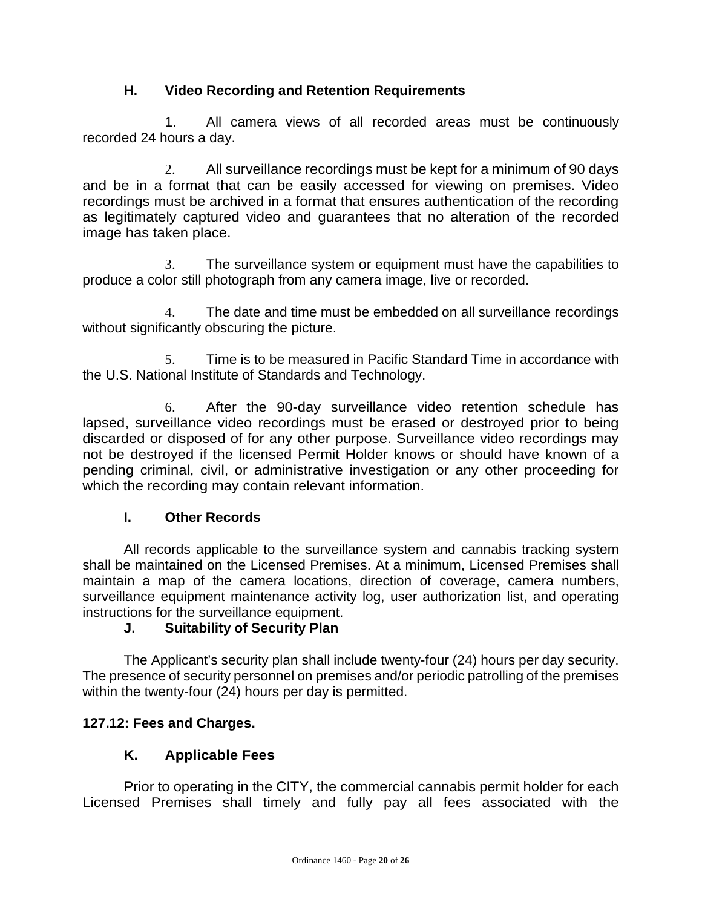### H. Video Recording and Retention Requirements

1. All camera views of all recorded areas must be continuously recorded 24 hours a day.

2. All surveillance recordings must be kept for a minimum of 90 days and be in a format that can be easily accessed for viewing on premises. Video recordings must be archived in a format that ensures authentication of the recording as legitimately captured video and guarantees that no alteration of the recorded image has taken place.

3. The surveillance system or equipment must have the capabilities to produce a color still photograph from any camera image, live or recorded.

4. The date and time must be embedded on all surveillance recordings without significantly obscuring the picture.

5. Time is to be measured in Pacific Standard Time in accordance with the U.S. National Institute of Standards and Technology.

6. After the 90-day surveillance video retention schedule has lapsed, surveillance video recordings must be erased or destroyed prior to being discarded or disposed of for any other purpose. Surveillance video recordings may not be destroyed if the licensed Permit Holder knows or should have known of a pending criminal, civil, or administrative investigation or any other proceeding for which the recording may contain relevant information.

### I. Other Records

All records applicable to the surveillance system and cannabis tracking system shall be maintained on the Licensed Premises. At a minimum, Licensed Premises shall maintain a map of the camera locations, direction of coverage, camera numbers, surveillance equipment maintenance activity log, user authorization list, and operating instructions for the surveillance equipment.

### J. Suitability of Security Plan

The Applicant's security plan shall include twenty-four (24) hours per day security. The presence of security personnel on premises and/or periodic patrolling of the premises within the twenty-four (24) hours per day is permitted.

## 127.12: Fees and Charges.

### K. Applicable Fees

Prior to operating in the CITY, the commercial cannabis permit holder for each Licensed Premises shall timely and fully pay all fees associated with the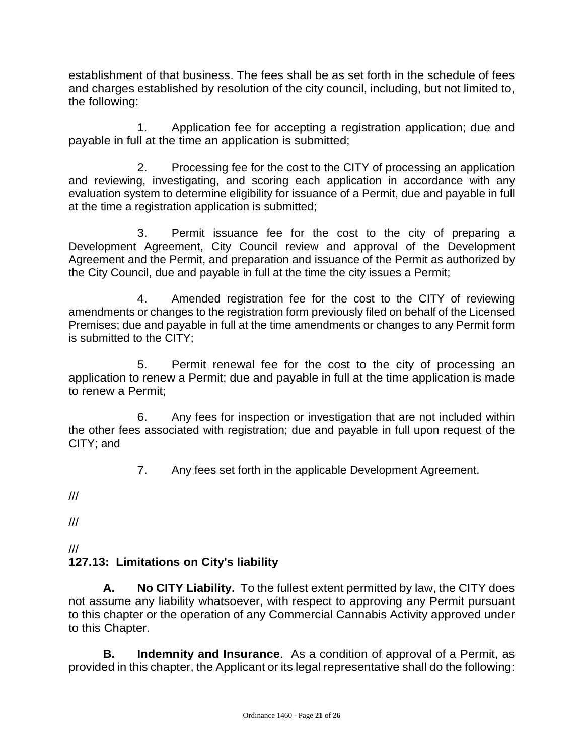establishment of that business. The fees shall be as set forth in the schedule of fees and charges established by resolution of the city council, including, but not limited to, the following:

1. Application fee for accepting a registration application; due and payable in full at the time an application is submitted;

2. Processing fee for the cost to the CITY of processing an application and reviewing, investigating, and scoring each application in accordance with any evaluation system to determine eligibility for issuance of a Permit, due and payable in full at the time a registration application is submitted;

3. Permit issuance fee for the cost to the city of preparing a Development Agreement, City Council review and approval of the Development Agreement and the Permit, and preparation and issuance of the Permit as authorized by the City Council, due and payable in full at the time the city issues a Permit;

4. Amended registration fee for the cost to the CITY of reviewing amendments or changes to the registration form previously filed on behalf of the Licensed Premises; due and payable in full at the time amendments or changes to any Permit form is submitted to the CITY;

5. Permit renewal fee for the cost to the city of processing an application to renew a Permit; due and payable in full at the time application is made to renew a Permit;

6. Any fees for inspection or investigation that are not included within the other fees associated with registration; due and payable in full upon request of the CITY; and

7. Any fees set forth in the applicable Development Agreement.

///

///

///

**127.13: Limitations on City's liability**

**A. No CITY Liability.** To the fullest extent permitted by law, the CITY does not assume any liability whatsoever, with respect to approving any Permit pursuant to this chapter or the operation of any Commercial Cannabis Activity approved under to this Chapter.

**B. Indemnity and Insurance**. As a condition of approval of a Permit, as provided in this chapter, the Applicant or its legal representative shall do the following: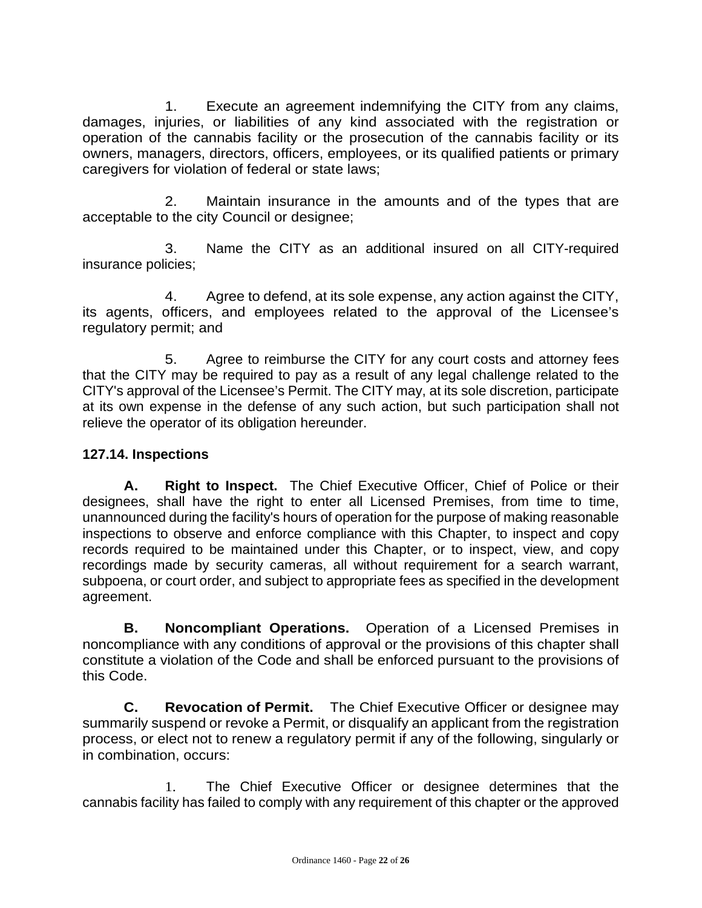1. Execute an agreement indemnifying the CITY from any claims, damages, injuries, or liabilities of any kind associated with the registration or operation of the cannabis facility or the prosecution of the cannabis facility or its owners, managers, directors, officers, employees, or its qualified patients or primary caregivers for violation of federal or state laws;

2. Maintain insurance in the amounts and of the types that are acceptable to the city Council or designee;

3. Name the CITY as an additional insured on all CITY-required insurance policies;

4. Agree to defend, at its sole expense, any action against the CITY, its agents, officers, and employees related to the approval of the Licensee's regulatory permit; and

5. Agree to reimburse the CITY for any court costs and attorney fees that the CITY may be required to pay as a result of any legal challenge related to the CITY's approval of the Licensee's Permit. The CITY may, at its sole discretion, participate at its own expense in the defense of any such action, but such participation shall not relieve the operator of its obligation hereunder.

### 127.14. Inspections

**A. Right to Inspect.** The Chief Executive Officer, Chief of Police or their designees, shall have the right to enter all Licensed Premises, from time to time, unannounced during the facility's hours of operation for the purpose of making reasonable inspections to observe and enforce compliance with this Chapter, to inspect and copy records required to be maintained under this Chapter, or to inspect, view, and copy recordings made by security cameras, all without requirement for a search warrant, subpoena, or court order, and subject to appropriate fees as specified in the development agreement.

**B. Noncompliant Operations.** Operation of a Licensed Premises in noncompliance with any conditions of approval or the provisions of this chapter shall constitute a violation of the Code and shall be enforced pursuant to the provisions of this Code.

**C. Revocation of Permit.** The Chief Executive Officer or designee may summarily suspend or revoke a Permit, or disqualify an applicant from the registration process, or elect not to renew a regulatory permit if any of the following, singularly or in combination, occurs:

1. The Chief Executive Officer or designee determines that the cannabis facility has failed to comply with any requirement of this chapter or the approved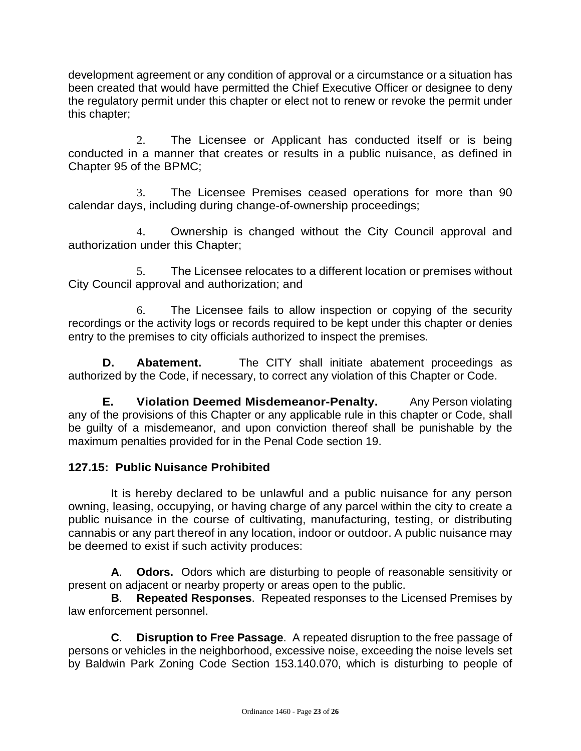development agreement or any condition of approval or a circumstance or a situation has been created that would have permitted the Chief Executive Officer or designee to deny the regulatory permit under this chapter or elect not to renew or revoke the permit under this chapter;

2. The Licensee or Applicant has conducted itself or is being conducted in a manner that creates or results in a public nuisance, as defined in Chapter 95 of the BPMC;

3. The Licensee Premises ceased operations for more than 90 calendar days, including during change-of-ownership proceedings;

4. Ownership is changed without the City Council approval and authorization under this Chapter;

5. The Licensee relocates to a different location or premises without City Council approval and authorization; and

6. The Licensee fails to allow inspection or copying of the security recordings or the activity logs or records required to be kept under this chapter or denies entry to the premises to city officials authorized to inspect the premises.

**D. Abatement.** The CITY shall initiate abatement proceedings as authorized by the Code, if necessary, to correct any violation of this Chapter or Code.

**E. Violation Deemed Misdemeanor-Penalty.** Any Person violating any of the provisions of this Chapter or any applicable rule in this chapter or Code, shall be guilty of a misdemeanor, and upon conviction thereof shall be punishable by the maximum penalties provided for in the Penal Code section 19.

### 127.15: Public Nuisance Prohibited

It is hereby declared to be unlawful and a public nuisance for any person owning, leasing, occupying, or having charge of any parcel within the city to create a public nuisance in the course of cultivating, manufacturing, testing, or distributing cannabis or any part thereof in any location, indoor or outdoor. A public nuisance may be deemed to exist if such activity produces:

**A**. **Odors.** Odors which are disturbing to people of reasonable sensitivity or present on adjacent or nearby property or areas open to the public.

**B**. **Repeated Responses**. Repeated responses to the Licensed Premises by law enforcement personnel.

**C**. **Disruption to Free Passage**. A repeated disruption to the free passage of persons or vehicles in the neighborhood, excessive noise, exceeding the noise levels set by Baldwin Park Zoning Code Section 153.140.070, which is disturbing to people of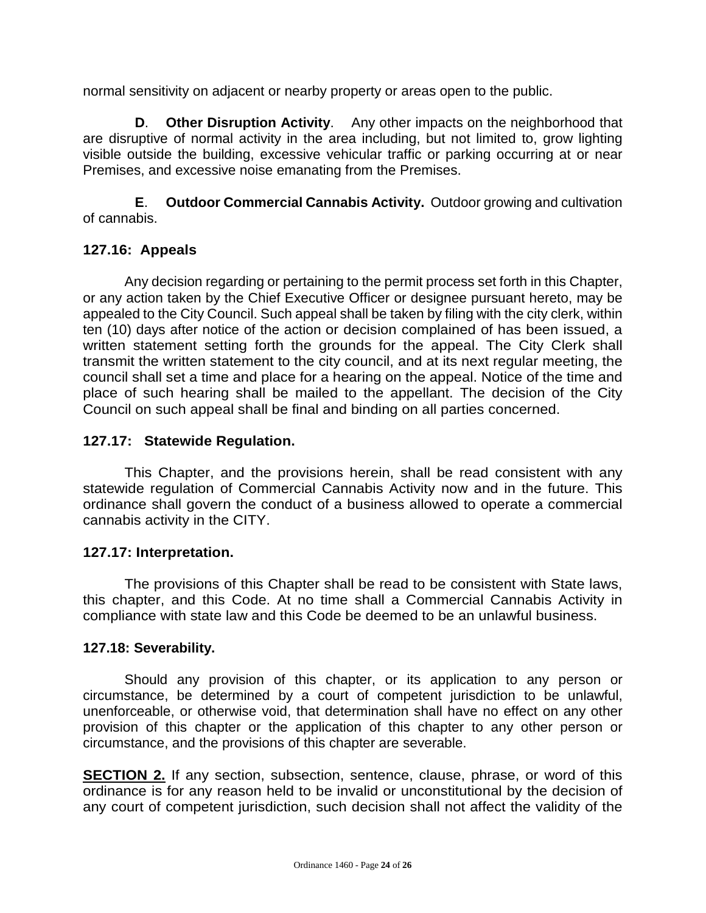normal sensitivity on adjacent or nearby property or areas open to the public.

**D**. **Other Disruption Activity**. Any other impacts on the neighborhood that are disruptive of normal activity in the area including, but not limited to, grow lighting visible outside the building, excessive vehicular traffic or parking occurring at or near Premises, and excessive noise emanating from the Premises.

**E**. **Outdoor Commercial Cannabis Activity.** Outdoor growing and cultivation of cannabis.

### 127.16: Appeals

Any decision regarding or pertaining to the permit process set forth in this Chapter, or any action taken by the Chief Executive Officer or designee pursuant hereto, may be appealed to the City Council. Such appeal shall be taken by filing with the city clerk, within ten (10) days after notice of the action or decision complained of has been issued, a written statement setting forth the grounds for the appeal. The City Clerk shall transmit the written statement to the city council, and at its next regular meeting, the council shall set a time and place for a hearing on the appeal. Notice of the time and place of such hearing shall be mailed to the appellant. The decision of the City Council on such appeal shall be final and binding on all parties concerned.

### 127.17: Statewide Regulation.

This Chapter, and the provisions herein, shall be read consistent with any statewide regulation of Commercial Cannabis Activity now and in the future. This ordinance shall govern the conduct of a business allowed to operate a commercial cannabis activity in the CITY.

### 127.17: Interpretation.

The provisions of this Chapter shall be read to be consistent with State laws, this chapter, and this Code. At no time shall a Commercial Cannabis Activity in compliance with state law and this Code be deemed to be an unlawful business.

### 127.18: Severability.

Should any provision of this chapter, or its application to any person or circumstance, be determined by a court of competent jurisdiction to be unlawful, unenforceable, or otherwise void, that determination shall have no effect on any other provision of this chapter or the application of this chapter to any other person or circumstance, and the provisions of this chapter are severable.

**SECTION 2.** If any section, subsection, sentence, clause, phrase, or word of this ordinance is for any reason held to be invalid or unconstitutional by the decision of any court of competent jurisdiction, such decision shall not affect the validity of the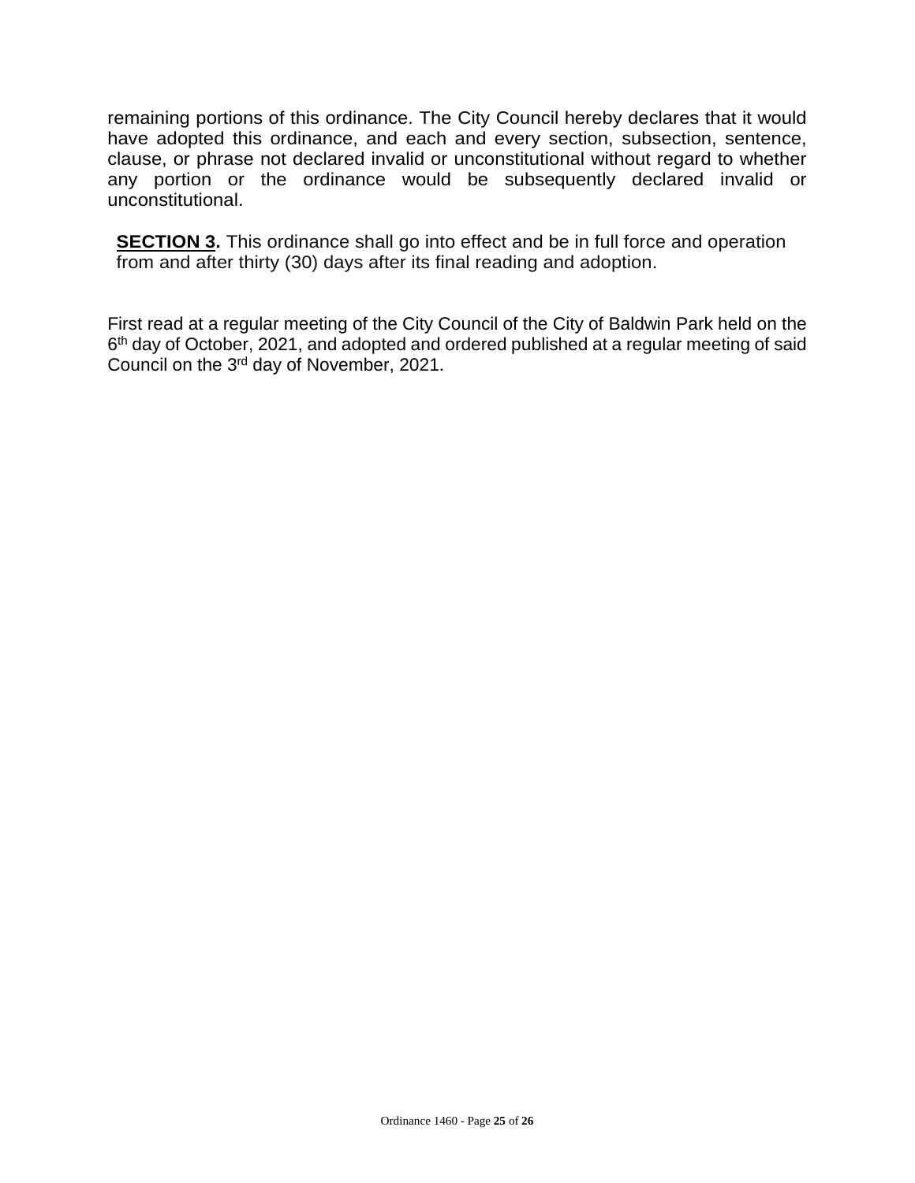remaining portions of this ordinance. The City Council hereby declares that it would have adopted this ordinance, and each and every section, subsection, sentence, clause, or phrase not declared invalid or unconstitutional without regard to whether any portion or the ordinance would be subsequently declared invalid or unconstitutional.

**SECTION 3.** This ordinance shall go into effect and be in full force and operation from and after thirty (30) days after its final reading and adoption.

First read at a regular meeting of the City Council of the City of Baldwin Park held on the 6th day of October, 2021, and adopted and ordered published at a regular meeting of said Council on the 3rd day of November, 2021.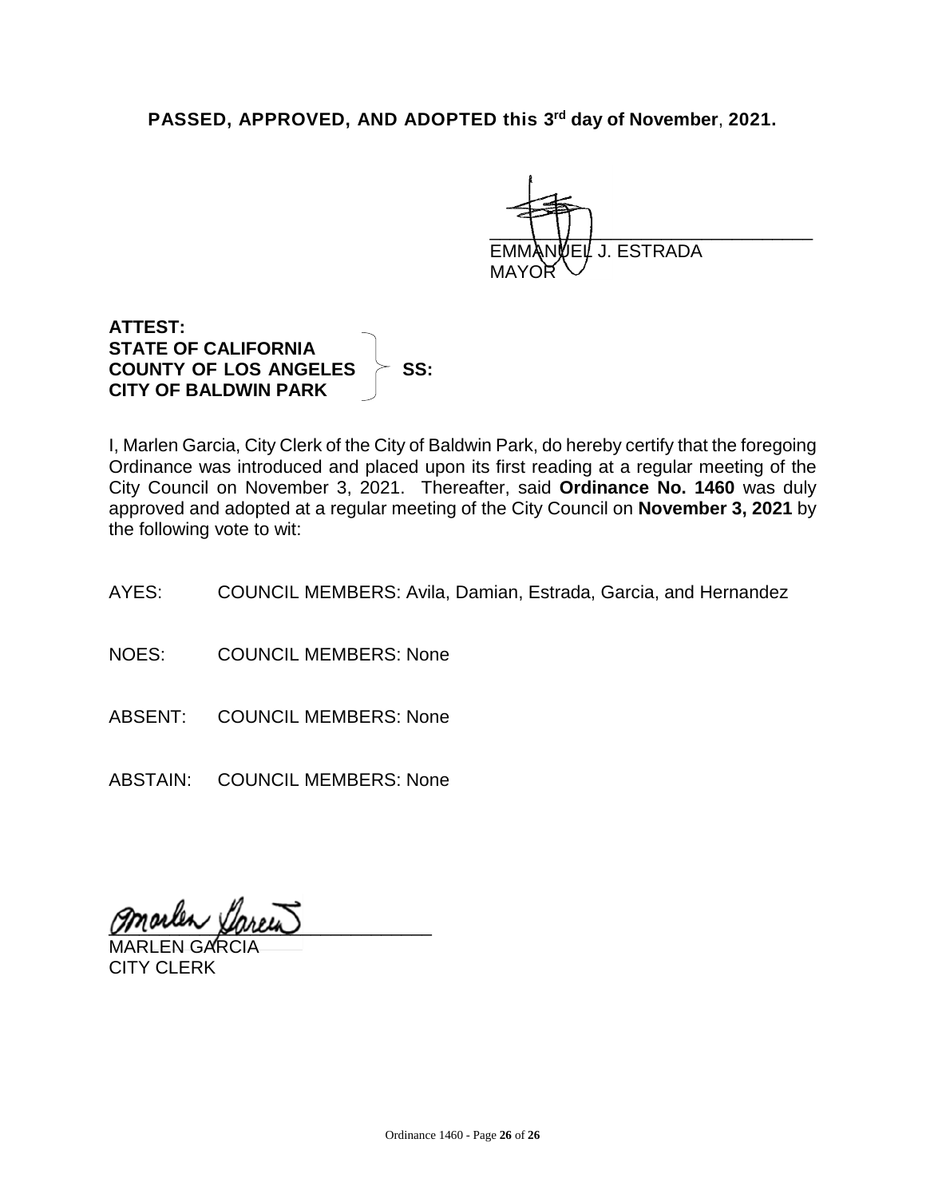**PASSED, APPROVED, AND ADOPTED this 3rd day of November, 2021.**

EMMANUEL J. ESTRADA
MAYOR

**ATTEST:**
**STATE OF CALIFORNIA**
**COUNTY OF LOS ANGELES** **SS:**
**CITY OF BALDWIN PARK**

I, Marlen Garcia, City Clerk of the City of Baldwin Park, do hereby certify that the foregoing Ordinance was introduced and placed upon its first reading at a regular meeting of the City Council on November 3, 2021. Thereafter, said **Ordinance No. 1460** was duly approved and adopted at a regular meeting of the City Council on **November 3, 2021** by the following vote to wit:

AYES: COUNCIL MEMBERS: Avila, Damian, Estrada, Garcia, and Hernandez

NOES: COUNCIL MEMBERS: None

ABSENT: COUNCIL MEMBERS: None

ABSTAIN: COUNCIL MEMBERS: None

MARLEN GARCIA
CITY CLERK